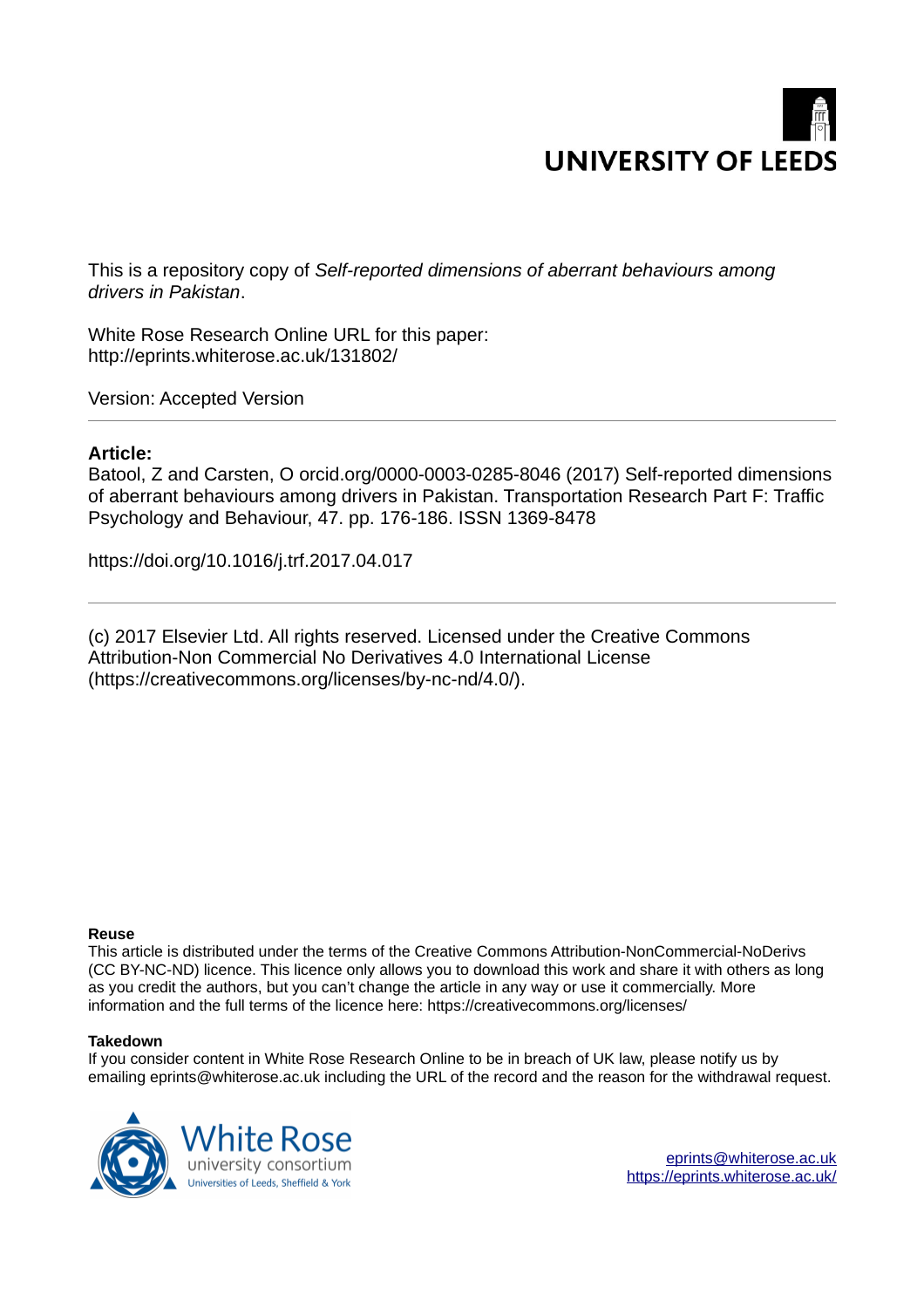This is a repository copy of *Self-reported dimensions of aberrant behaviours among drivers in Pakistan*.

White Rose Research Online URL for this paper:
http://eprints.whiterose.ac.uk/131802/

Version: Accepted Version

---

**Article:**

Batool, Z and Carsten, O orcid.org/0000-0003-0285-8046 (2017) Self-reported dimensions of aberrant behaviours among drivers in Pakistan. Transportation Research Part F: Traffic Psychology and Behaviour, 47. pp. 176-186. ISSN 1369-8478

https://doi.org/10.1016/j.trf.2017.04.017

---

(c) 2017 Elsevier Ltd. All rights reserved. Licensed under the Creative Commons Attribution-Non Commercial No Derivatives 4.0 International License (https://creativecommons.org/licenses/by-nc-nd/4.0/).

**Reuse**

This article is distributed under the terms of the Creative Commons Attribution-NonCommercial-NoDerivs (CC BY-NC-ND) licence. This licence only allows you to download this work and share it with others as long as you credit the authors, but you can't change the article in any way or use it commercially. More information and the full terms of the licence here: https://creativecommons.org/licenses/

**Takedown**

If you consider content in White Rose Research Online to be in breach of UK law, please notify us by emailing eprints@whiterose.ac.uk including the URL of the record and the reason for the withdrawal request.

eprints@whiterose.ac.uk
https://eprints.whiterose.ac.uk/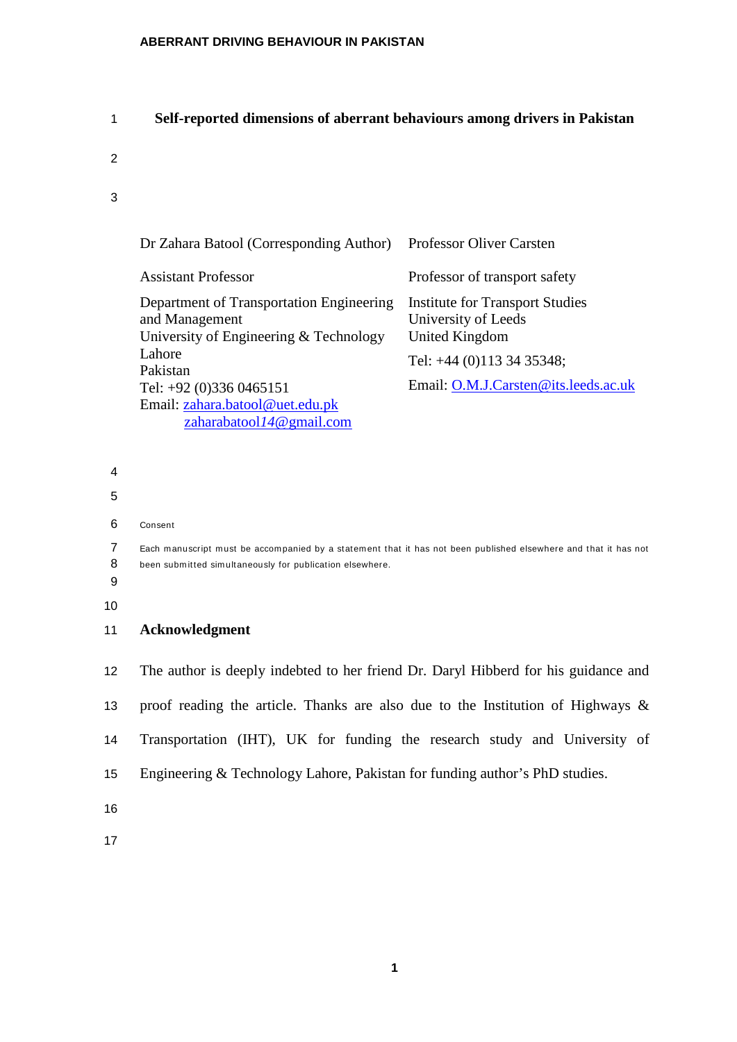# Self-reported dimensions of aberrant behaviours among drivers in Pakistan

Dr Zahara Batool (Corresponding Author)

Assistant Professor

Department of Transportation Engineering and Management
University of Engineering & Technology
Lahore
Pakistan
Tel: +92 (0)336 0465151
Email: zahara.batool@uet.edu.pk
zaharabatool*14*@gmail.com

Professor Oliver Carsten

Professor of transport safety

Institute for Transport Studies
University of Leeds
United Kingdom

Tel: +44 (0)113 34 35348;

Email: O.M.J.Carsten@its.leeds.ac.uk

Consent

Each manuscript must be accompanied by a statement that it has not been published elsewhere and that it has not been submitted simultaneously for publication elsewhere.

## Acknowledgment

The author is deeply indebted to her friend Dr. Daryl Hibberd for his guidance and proof reading the article. Thanks are also due to the Institution of Highways & Transportation (IHT), UK for funding the research study and University of Engineering & Technology Lahore, Pakistan for funding author's PhD studies.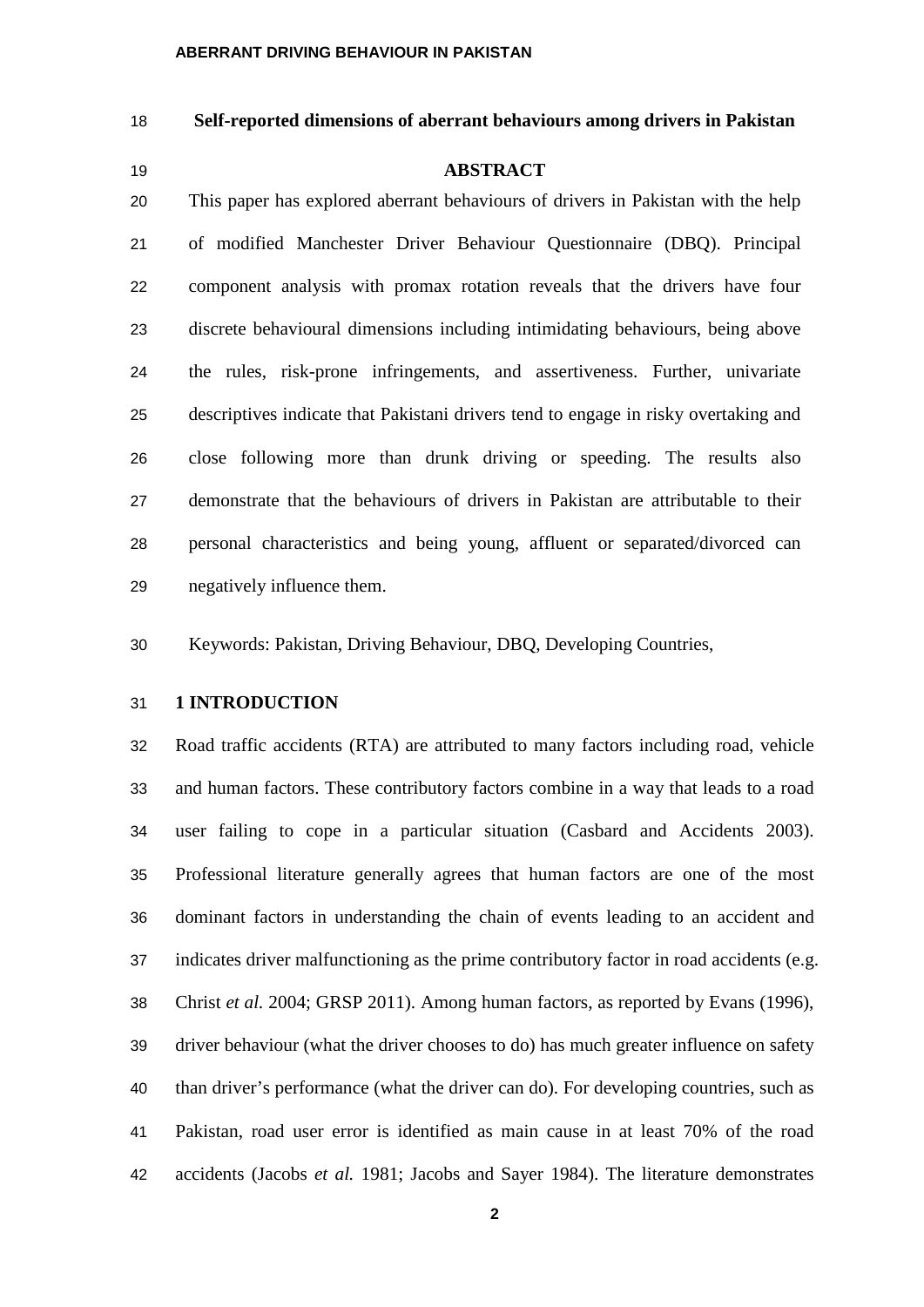## Self-reported dimensions of aberrant behaviours among drivers in Pakistan

### ABSTRACT

This paper has explored aberrant behaviours of drivers in Pakistan with the help of modified Manchester Driver Behaviour Questionnaire (DBQ). Principal component analysis with promax rotation reveals that the drivers have four discrete behavioural dimensions including intimidating behaviours, being above the rules, risk-prone infringements, and assertiveness. Further, univariate descriptives indicate that Pakistani drivers tend to engage in risky overtaking and close following more than drunk driving or speeding. The results also demonstrate that the behaviours of drivers in Pakistan are attributable to their personal characteristics and being young, affluent or separated/divorced can negatively influence them.

Keywords: Pakistan, Driving Behaviour, DBQ, Developing Countries,

## 1 INTRODUCTION

Road traffic accidents (RTA) are attributed to many factors including road, vehicle and human factors. These contributory factors combine in a way that leads to a road user failing to cope in a particular situation (Casbard and Accidents 2003). Professional literature generally agrees that human factors are one of the most dominant factors in understanding the chain of events leading to an accident and indicates driver malfunctioning as the prime contributory factor in road accidents (e.g. Christ *et al.* 2004; GRSP 2011). Among human factors, as reported by Evans (1996), driver behaviour (what the driver chooses to do) has much greater influence on safety than driver's performance (what the driver can do). For developing countries, such as Pakistan, road user error is identified as main cause in at least 70% of the road accidents (Jacobs *et al.* 1981; Jacobs and Sayer 1984). The literature demonstrates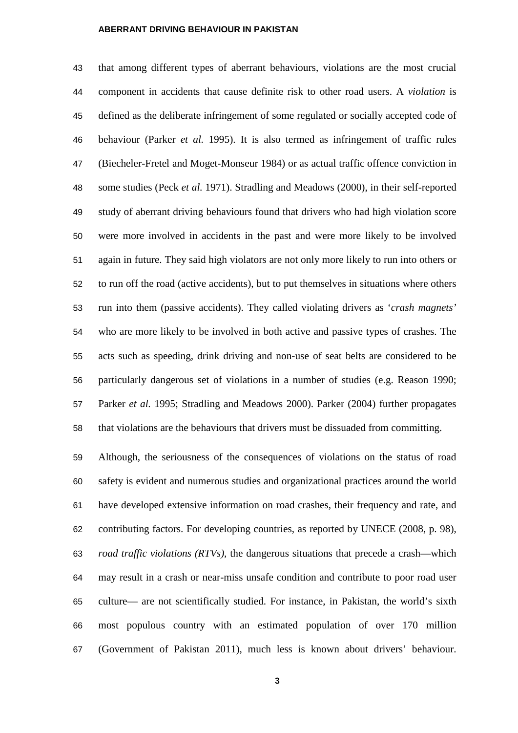that among different types of aberrant behaviours, violations are the most crucial component in accidents that cause definite risk to other road users. A *violation* is defined as the deliberate infringement of some regulated or socially accepted code of behaviour (Parker *et al.* 1995). It is also termed as infringement of traffic rules (Biecheler-Fretel and Moget-Monseur 1984) or as actual traffic offence conviction in some studies (Peck *et al.* 1971). Stradling and Meadows (2000), in their self-reported study of aberrant driving behaviours found that drivers who had high violation score were more involved in accidents in the past and were more likely to be involved again in future. They said high violators are not only more likely to run into others or to run off the road (active accidents), but to put themselves in situations where others run into them (passive accidents). They called violating drivers as '*crash magnets*' who are more likely to be involved in both active and passive types of crashes. The acts such as speeding, drink driving and non-use of seat belts are considered to be particularly dangerous set of violations in a number of studies (e.g. Reason 1990; Parker *et al.* 1995; Stradling and Meadows 2000). Parker (2004) further propagates that violations are the behaviours that drivers must be dissuaded from committing.

Although, the seriousness of the consequences of violations on the status of road safety is evident and numerous studies and organizational practices around the world have developed extensive information on road crashes, their frequency and rate, and contributing factors. For developing countries, as reported by UNECE (2008, p. 98), *road traffic violations (RTVs),* the dangerous situations that precede a crash—which may result in a crash or near-miss unsafe condition and contribute to poor road user culture— are not scientifically studied. For instance, in Pakistan, the world's sixth most populous country with an estimated population of over 170 million (Government of Pakistan 2011), much less is known about drivers' behaviour.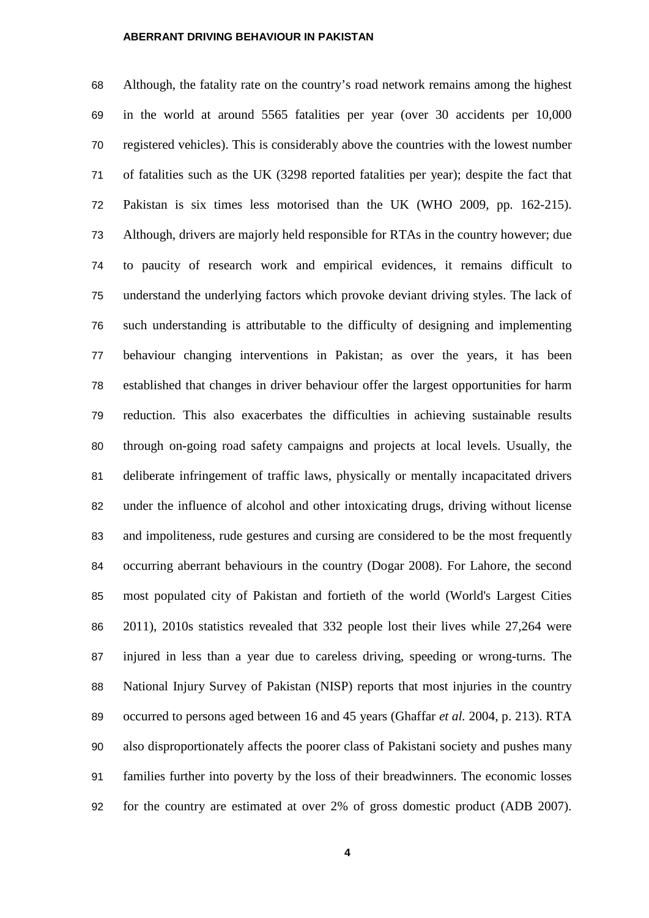Although, the fatality rate on the country's road network remains among the highest in the world at around 5565 fatalities per year (over 30 accidents per 10,000 registered vehicles). This is considerably above the countries with the lowest number of fatalities such as the UK (3298 reported fatalities per year); despite the fact that Pakistan is six times less motorised than the UK (WHO 2009, pp. 162-215). Although, drivers are majorly held responsible for RTAs in the country however; due to paucity of research work and empirical evidences, it remains difficult to understand the underlying factors which provoke deviant driving styles. The lack of such understanding is attributable to the difficulty of designing and implementing behaviour changing interventions in Pakistan; as over the years, it has been established that changes in driver behaviour offer the largest opportunities for harm reduction. This also exacerbates the difficulties in achieving sustainable results through on-going road safety campaigns and projects at local levels. Usually, the deliberate infringement of traffic laws, physically or mentally incapacitated drivers under the influence of alcohol and other intoxicating drugs, driving without license and impoliteness, rude gestures and cursing are considered to be the most frequently occurring aberrant behaviours in the country (Dogar 2008). For Lahore, the second most populated city of Pakistan and fortieth of the world (World's Largest Cities 2011), 2010s statistics revealed that 332 people lost their lives while 27,264 were injured in less than a year due to careless driving, speeding or wrong-turns. The National Injury Survey of Pakistan (NISP) reports that most injuries in the country occurred to persons aged between 16 and 45 years (Ghaffar *et al.* 2004, p. 213). RTA also disproportionately affects the poorer class of Pakistani society and pushes many families further into poverty by the loss of their breadwinners. The economic losses for the country are estimated at over 2% of gross domestic product (ADB 2007).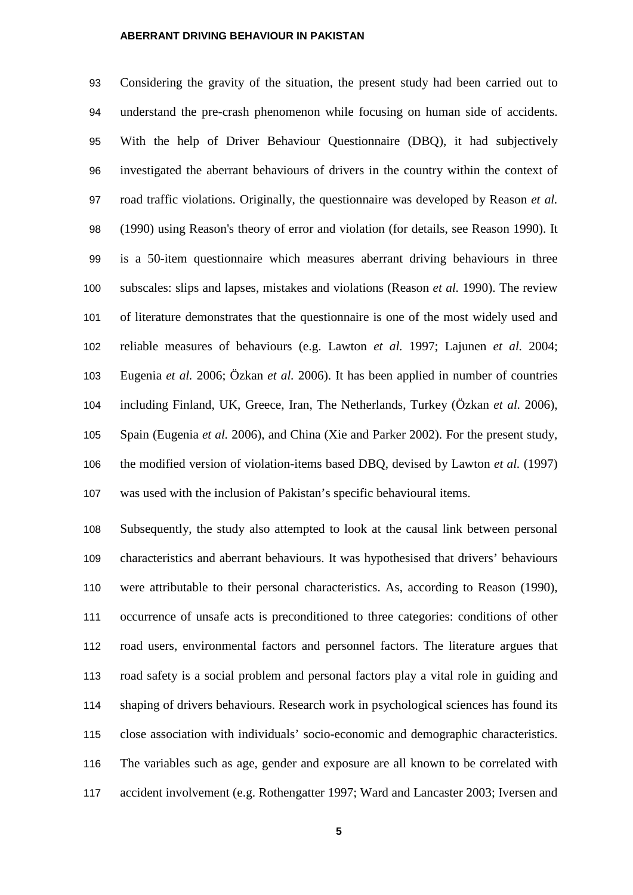Considering the gravity of the situation, the present study had been carried out to understand the pre-crash phenomenon while focusing on human side of accidents. With the help of Driver Behaviour Questionnaire (DBQ), it had subjectively investigated the aberrant behaviours of drivers in the country within the context of road traffic violations. Originally, the questionnaire was developed by Reason *et al.* (1990) using Reason's theory of error and violation (for details, see Reason 1990). It is a 50-item questionnaire which measures aberrant driving behaviours in three subscales: slips and lapses, mistakes and violations (Reason *et al.* 1990). The review of literature demonstrates that the questionnaire is one of the most widely used and reliable measures of behaviours (e.g. Lawton *et al.* 1997; Lajunen *et al.* 2004; Eugenia *et al.* 2006; Özkan *et al.* 2006). It has been applied in number of countries including Finland, UK, Greece, Iran, The Netherlands, Turkey (Özkan *et al.* 2006), Spain (Eugenia *et al.* 2006), and China (Xie and Parker 2002). For the present study, the modified version of violation-items based DBQ, devised by Lawton *et al.* (1997) was used with the inclusion of Pakistan's specific behavioural items.

Subsequently, the study also attempted to look at the causal link between personal characteristics and aberrant behaviours. It was hypothesised that drivers' behaviours were attributable to their personal characteristics. As, according to Reason (1990), occurrence of unsafe acts is preconditioned to three categories: conditions of other road users, environmental factors and personnel factors. The literature argues that road safety is a social problem and personal factors play a vital role in guiding and shaping of drivers behaviours. Research work in psychological sciences has found its close association with individuals' socio-economic and demographic characteristics. The variables such as age, gender and exposure are all known to be correlated with accident involvement (e.g. Rothengatter 1997; Ward and Lancaster 2003; Iversen and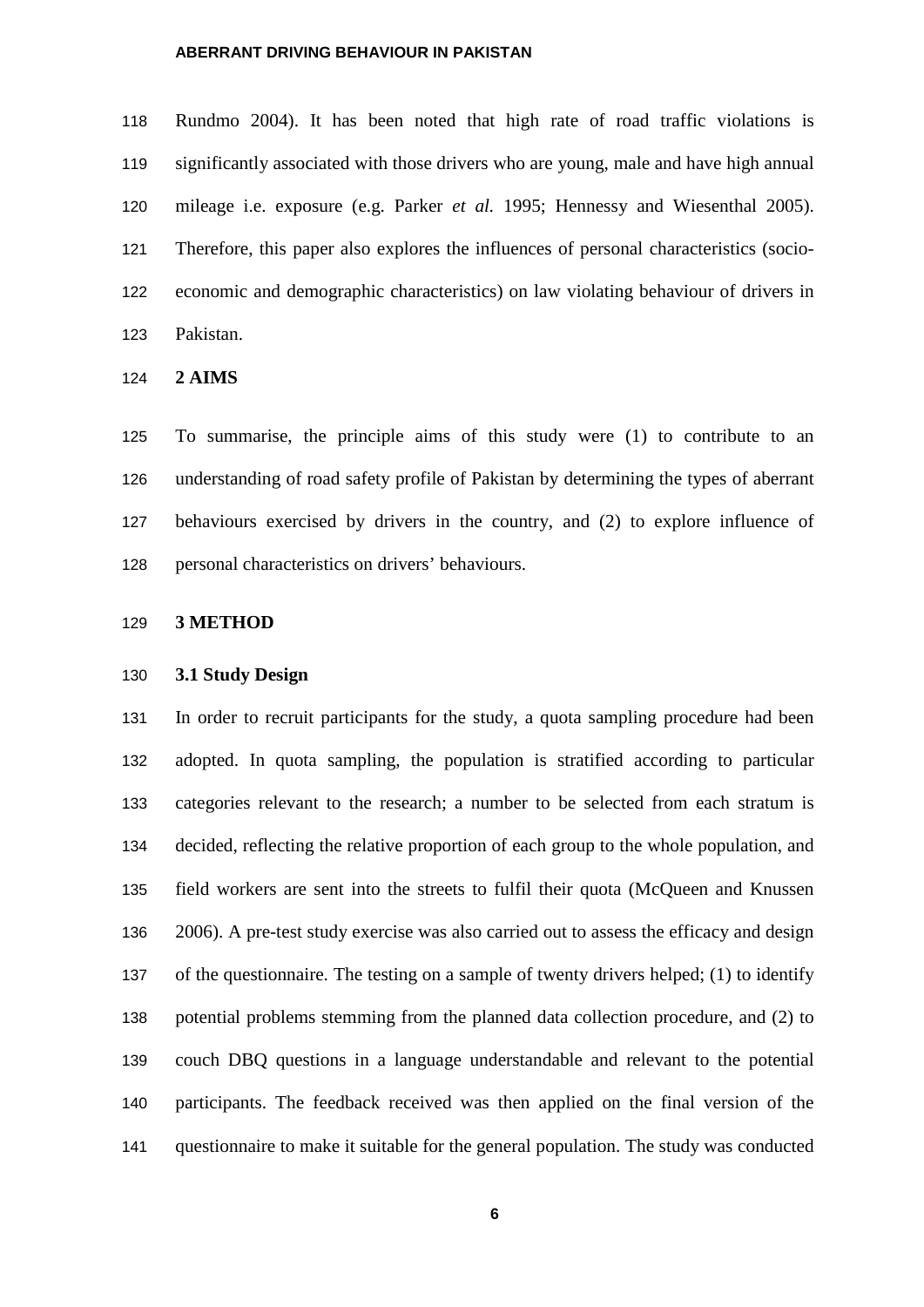Rundmo 2004). It has been noted that high rate of road traffic violations is significantly associated with those drivers who are young, male and have high annual mileage i.e. exposure (e.g. Parker *et al.* 1995; Hennessy and Wiesenthal 2005). Therefore, this paper also explores the influences of personal characteristics (socio-economic and demographic characteristics) on law violating behaviour of drivers in Pakistan.

# 2 AIMS

To summarise, the principle aims of this study were (1) to contribute to an understanding of road safety profile of Pakistan by determining the types of aberrant behaviours exercised by drivers in the country, and (2) to explore influence of personal characteristics on drivers' behaviours.

# 3 METHOD

## 3.1 Study Design

In order to recruit participants for the study, a quota sampling procedure had been adopted. In quota sampling, the population is stratified according to particular categories relevant to the research; a number to be selected from each stratum is decided, reflecting the relative proportion of each group to the whole population, and field workers are sent into the streets to fulfil their quota (McQueen and Knussen 2006). A pre-test study exercise was also carried out to assess the efficacy and design of the questionnaire. The testing on a sample of twenty drivers helped; (1) to identify potential problems stemming from the planned data collection procedure, and (2) to couch DBQ questions in a language understandable and relevant to the potential participants. The feedback received was then applied on the final version of the questionnaire to make it suitable for the general population. The study was conducted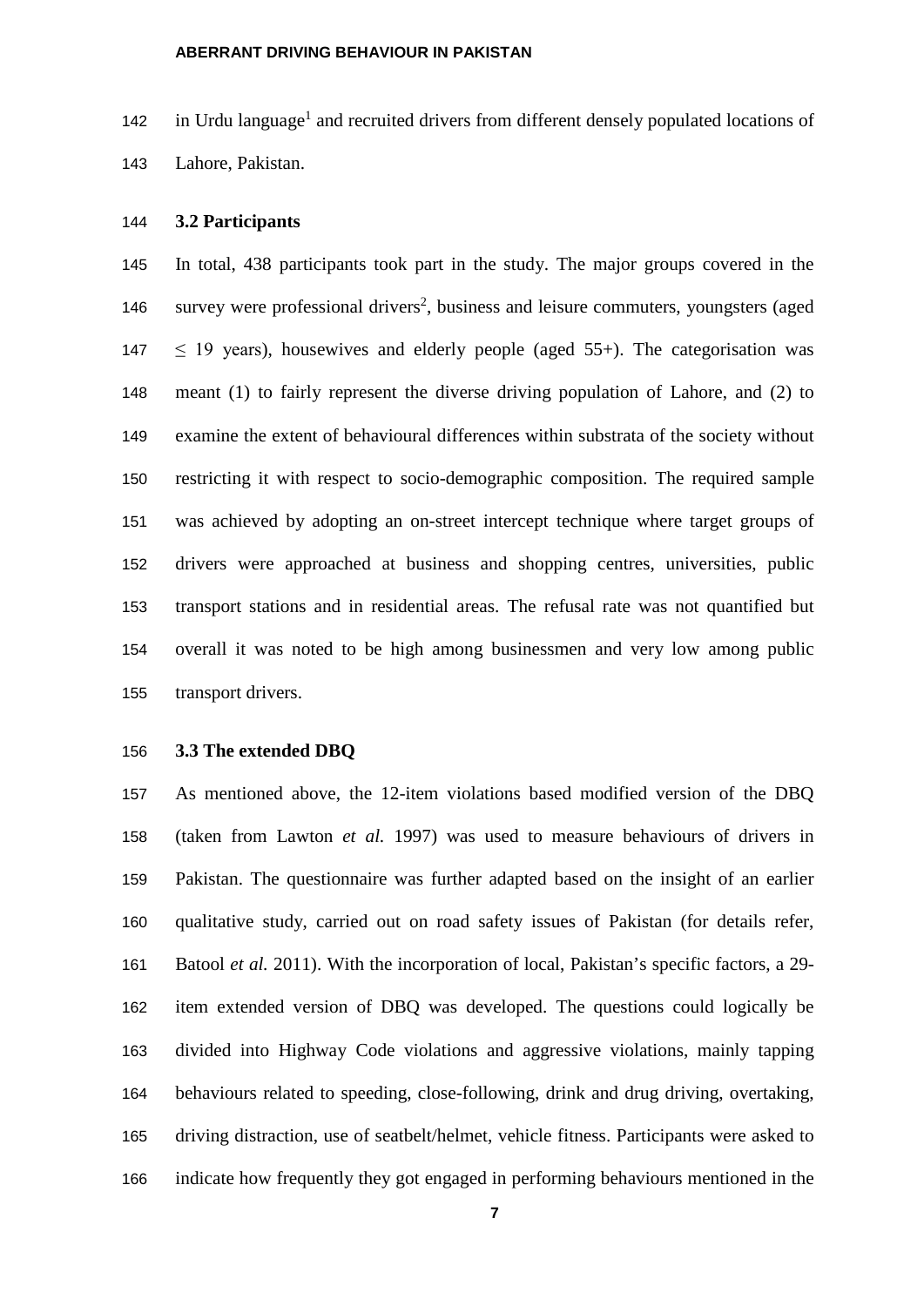in Urdu language[1] and recruited drivers from different densely populated locations of Lahore, Pakistan.

### 3.2 Participants

In total, 438 participants took part in the study. The major groups covered in the survey were professional drivers[2], business and leisure commuters, youngsters (aged $\leq$ 19 years), housewives and elderly people (aged 55+). The categorisation was meant (1) to fairly represent the diverse driving population of Lahore, and (2) to examine the extent of behavioural differences within substrata of the society without restricting it with respect to socio-demographic composition. The required sample was achieved by adopting an on-street intercept technique where target groups of drivers were approached at business and shopping centres, universities, public transport stations and in residential areas. The refusal rate was not quantified but overall it was noted to be high among businessmen and very low among public transport drivers.

### 3.3 The extended DBQ

As mentioned above, the 12-item violations based modified version of the DBQ (taken from Lawton *et al.* 1997) was used to measure behaviours of drivers in Pakistan. The questionnaire was further adapted based on the insight of an earlier qualitative study, carried out on road safety issues of Pakistan (for details refer, Batool *et al.* 2011). With the incorporation of local, Pakistan's specific factors, a 29-item extended version of DBQ was developed. The questions could logically be divided into Highway Code violations and aggressive violations, mainly tapping behaviours related to speeding, close-following, drink and drug driving, overtaking, driving distraction, use of seatbelt/helmet, vehicle fitness. Participants were asked to indicate how frequently they got engaged in performing behaviours mentioned in the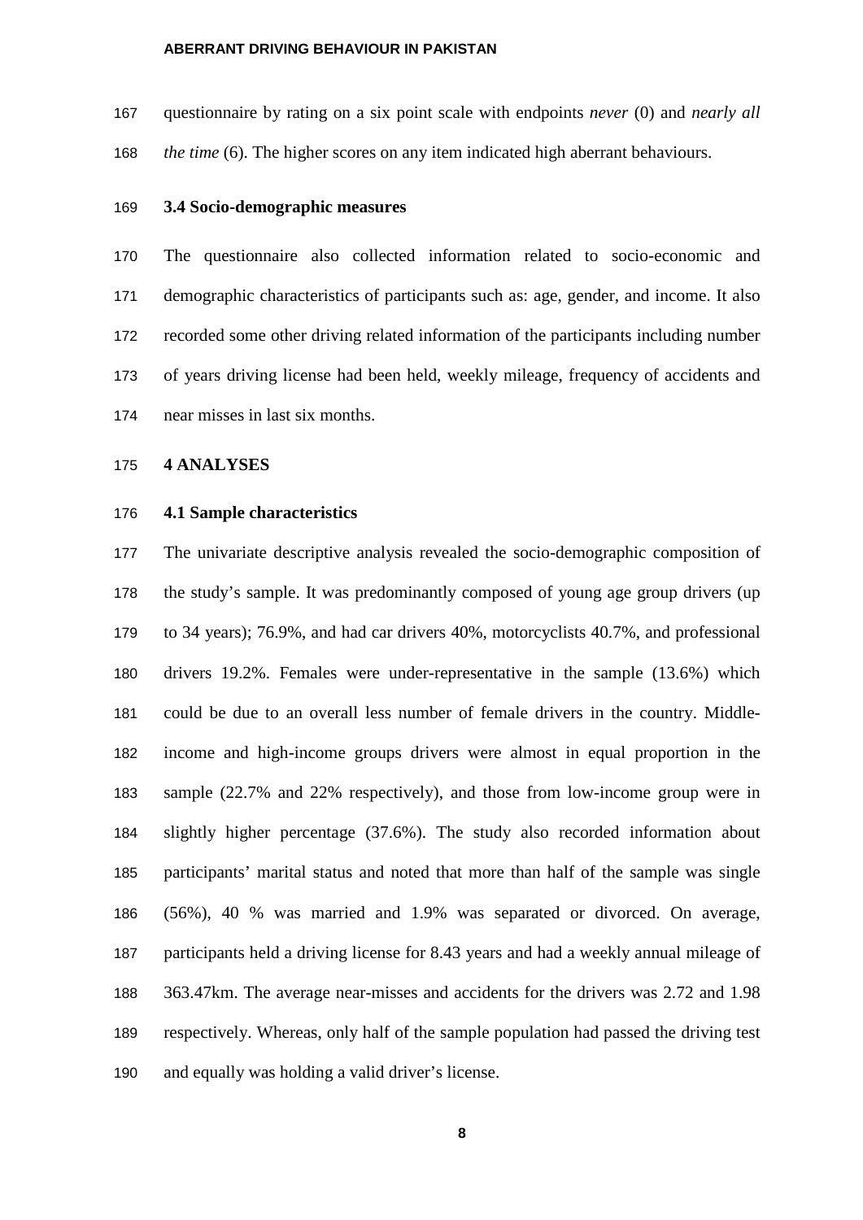questionnaire by rating on a six point scale with endpoints *never* (0) and *nearly all the time* (6). The higher scores on any item indicated high aberrant behaviours.

### 3.4 Socio-demographic measures

The questionnaire also collected information related to socio-economic and demographic characteristics of participants such as: age, gender, and income. It also recorded some other driving related information of the participants including number of years driving license had been held, weekly mileage, frequency of accidents and near misses in last six months.

## 4 ANALYSES

### 4.1 Sample characteristics

The univariate descriptive analysis revealed the socio-demographic composition of the study's sample. It was predominantly composed of young age group drivers (up to 34 years); 76.9%, and had car drivers 40%, motorcyclists 40.7%, and professional drivers 19.2%. Females were under-representative in the sample (13.6%) which could be due to an overall less number of female drivers in the country. Middle-income and high-income groups drivers were almost in equal proportion in the sample (22.7% and 22% respectively), and those from low-income group were in slightly higher percentage (37.6%). The study also recorded information about participants' marital status and noted that more than half of the sample was single (56%), 40 % was married and 1.9% was separated or divorced. On average, participants held a driving license for 8.43 years and had a weekly annual mileage of 363.47km. The average near-misses and accidents for the drivers was 2.72 and 1.98 respectively. Whereas, only half of the sample population had passed the driving test and equally was holding a valid driver's license.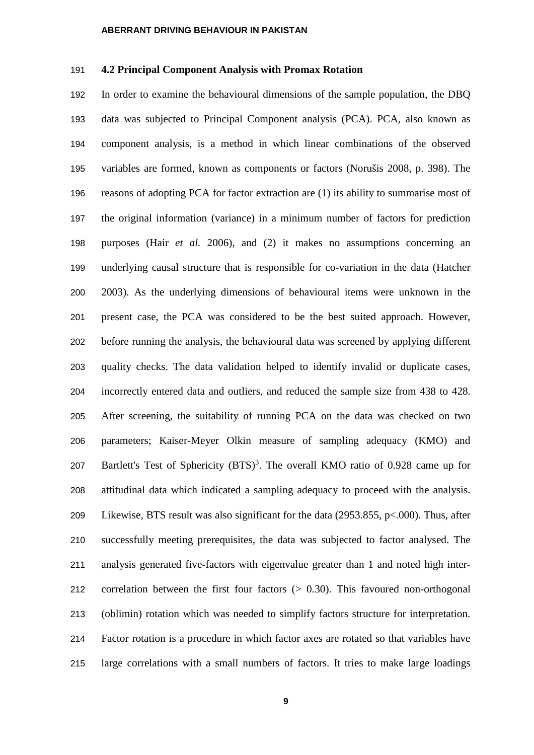### 4.2 Principal Component Analysis with Promax Rotation

In order to examine the behavioural dimensions of the sample population, the DBQ data was subjected to Principal Component analysis (PCA). PCA, also known as component analysis, is a method in which linear combinations of the observed variables are formed, known as components or factors (Norušis 2008, p. 398). The reasons of adopting PCA for factor extraction are (1) its ability to summarise most of the original information (variance) in a minimum number of factors for prediction purposes (Hair *et al.* 2006), and (2) it makes no assumptions concerning an underlying causal structure that is responsible for co-variation in the data (Hatcher 2003). As the underlying dimensions of behavioural items were unknown in the present case, the PCA was considered to be the best suited approach. However, before running the analysis, the behavioural data was screened by applying different quality checks. The data validation helped to identify invalid or duplicate cases, incorrectly entered data and outliers, and reduced the sample size from 438 to 428. After screening, the suitability of running PCA on the data was checked on two parameters; Kaiser-Meyer Olkin measure of sampling adequacy (KMO) and Bartlett's Test of Sphericity (BTS)[3]. The overall KMO ratio of 0.928 came up for attitudinal data which indicated a sampling adequacy to proceed with the analysis. Likewise, BTS result was also significant for the data (2953.855, $p<.000$). Thus, after successfully meeting prerequisites, the data was subjected to factor analysed. The analysis generated five-factors with eigenvalue greater than 1 and noted high inter-correlation between the first four factors ($> 0.30$). This favoured non-orthogonal (oblimin) rotation which was needed to simplify factors structure for interpretation. Factor rotation is a procedure in which factor axes are rotated so that variables have large correlations with a small numbers of factors. It tries to make large loadings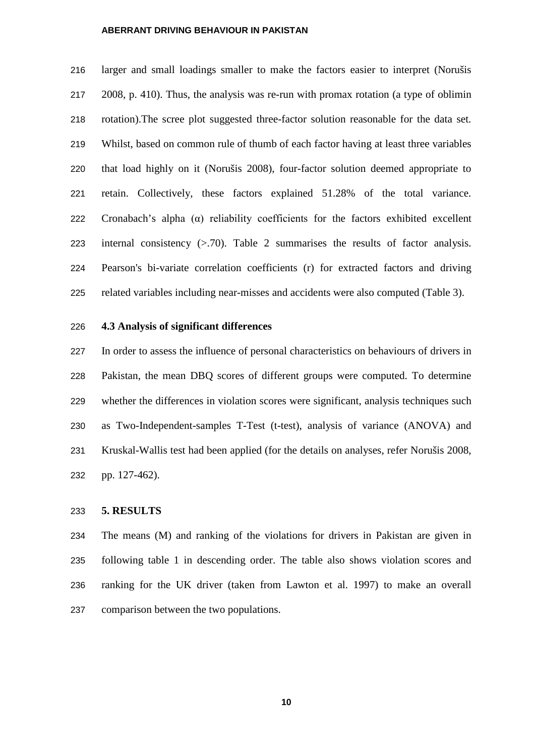larger and small loadings smaller to make the factors easier to interpret (Norušis 2008, p. 410). Thus, the analysis was re-run with promax rotation (a type of oblimin rotation).The scree plot suggested three-factor solution reasonable for the data set. Whilst, based on common rule of thumb of each factor having at least three variables that load highly on it (Norušis 2008), four-factor solution deemed appropriate to retain. Collectively, these factors explained 51.28% of the total variance. Cronabach's alpha (α) reliability coefficients for the factors exhibited excellent internal consistency (>.70). Table 2 summarises the results of factor analysis. Pearson's bi-variate correlation coefficients (r) for extracted factors and driving related variables including near-misses and accidents were also computed (Table 3).

### 4.3 Analysis of significant differences

In order to assess the influence of personal characteristics on behaviours of drivers in Pakistan, the mean DBQ scores of different groups were computed. To determine whether the differences in violation scores were significant, analysis techniques such as Two-Independent-samples T-Test (t-test), analysis of variance (ANOVA) and Kruskal-Wallis test had been applied (for the details on analyses, refer Norušis 2008, pp. 127-462).

## 5. RESULTS

The means (M) and ranking of the violations for drivers in Pakistan are given in following table 1 in descending order. The table also shows violation scores and ranking for the UK driver (taken from Lawton et al. 1997) to make an overall comparison between the two populations.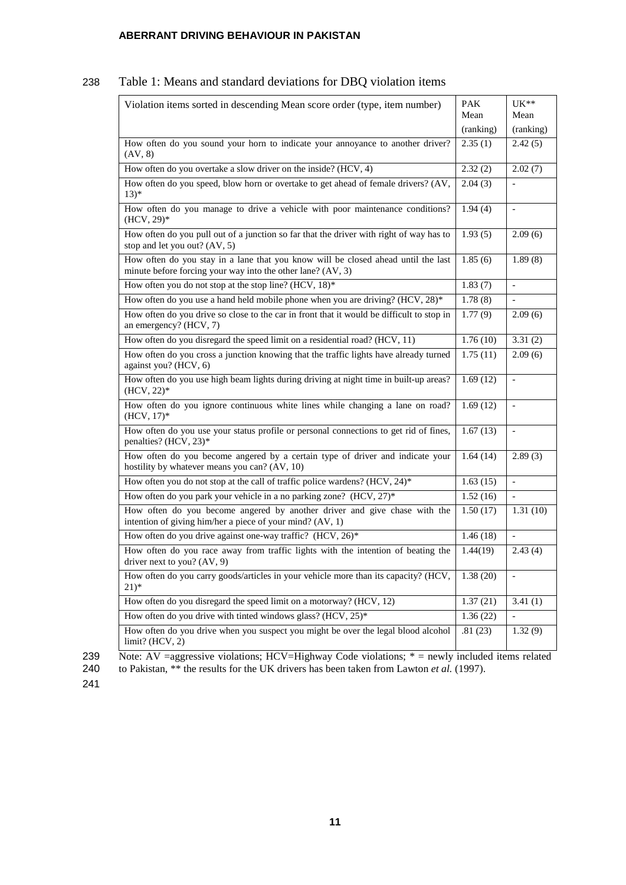Table 1: Means and standard deviations for DBQ violation items

| Violation items sorted in descending Mean score order (type, item number) | PAK Mean (ranking) | UK** Mean (ranking) |
|---|---|---|
| How often do you sound your horn to indicate your annoyance to another driver? (AV, 8) | 2.35 (1) | 2.42 (5) |
| How often do you overtake a slow driver on the inside? (HCV, 4) | 2.32 (2) | 2.02 (7) |
| How often do you speed, blow horn or overtake to get ahead of female drivers? (AV, 13)* | 2.04 (3) | - |
| How often do you manage to drive a vehicle with poor maintenance conditions? (HCV, 29)* | 1.94 (4) | - |
| How often do you pull out of a junction so far that the driver with right of way has to stop and let you out? (AV, 5) | 1.93 (5) | 2.09 (6) |
| How often do you stay in a lane that you know will be closed ahead until the last minute before forcing your way into the other lane? (AV, 3) | 1.85 (6) | 1.89 (8) |
| How often you do not stop at the stop line? (HCV, 18)* | 1.83 (7) | - |
| How often do you use a hand held mobile phone when you are driving? (HCV, 28)* | 1.78 (8) | - |
| How often do you drive so close to the car in front that it would be difficult to stop in an emergency? (HCV, 7) | 1.77 (9) | 2.09 (6) |
| How often do you disregard the speed limit on a residential road? (HCV, 11) | 1.76 (10) | 3.31 (2) |
| How often do you cross a junction knowing that the traffic lights have already turned against you? (HCV, 6) | 1.75 (11) | 2.09 (6) |
| How often do you use high beam lights during driving at night time in built-up areas? (HCV, 22)* | 1.69 (12) | - |
| How often do you ignore continuous white lines while changing a lane on road? (HCV, 17)* | 1.69 (12) | - |
| How often do you use your status profile or personal connections to get rid of fines, penalties? (HCV, 23)* | 1.67 (13) | - |
| How often do you become angered by a certain type of driver and indicate your hostility by whatever means you can? (AV, 10) | 1.64 (14) | 2.89 (3) |
| How often you do not stop at the call of traffic police wardens? (HCV, 24)* | 1.63 (15) | - |
| How often do you park your vehicle in a no parking zone? (HCV, 27)* | 1.52 (16) | - |
| How often do you become angered by another driver and give chase with the intention of giving him/her a piece of your mind? (AV, 1) | 1.50 (17) | 1.31 (10) |
| How often do you drive against one-way traffic? (HCV, 26)* | 1.46 (18) | - |
| How often do you race away from traffic lights with the intention of beating the driver next to you? (AV, 9) | 1.44(19) | 2.43 (4) |
| How often do you carry goods/articles in your vehicle more than its capacity? (HCV, 21)* | 1.38 (20) | - |
| How often do you disregard the speed limit on a motorway? (HCV, 12) | 1.37 (21) | 3.41 (1) |
| How often do you drive with tinted windows glass? (HCV, 25)* | 1.36 (22) | - |
| How often do you drive when you suspect you might be over the legal blood alcohol limit? (HCV, 2) | .81 (23) | 1.32 (9) |

Note: AV =aggressive violations; HCV=Highway Code violations; * = newly included items related to Pakistan, ** the results for the UK drivers has been taken from Lawton *et al.* (1997).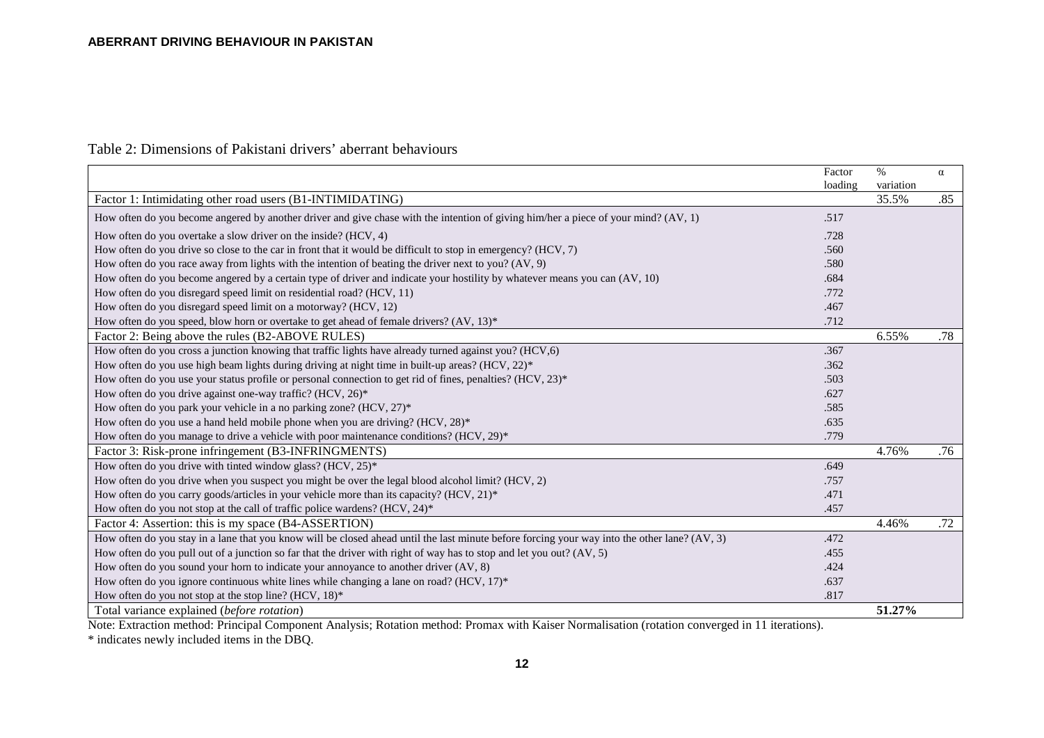Table 2: Dimensions of Pakistani drivers' aberrant behaviours

| | Factor loading | % variation | α |
|---|---|---|---|
| Factor 1: Intimidating other road users (B1-INTIMIDATING) | | 35.5% | .85 |
| How often do you become angered by another driver and give chase with the intention of giving him/her a piece of your mind? (AV, 1) | .517 | | |
| How often do you overtake a slow driver on the inside? (HCV, 4) | .728 | | |
| How often do you drive so close to the car in front that it would be difficult to stop in emergency? (HCV, 7) | .560 | | |
| How often do you race away from lights with the intention of beating the driver next to you? (AV, 9) | .580 | | |
| How often do you become angered by a certain type of driver and indicate your hostility by whatever means you can (AV, 10) | .684 | | |
| How often do you disregard speed limit on residential road? (HCV, 11) | .772 | | |
| How often do you disregard speed limit on a motorway? (HCV, 12) | .467 | | |
| How often do you speed, blow horn or overtake to get ahead of female drivers? (AV, 13)* | .712 | | |
| Factor 2: Being above the rules (B2-ABOVE RULES) | | 6.55% | .78 |
| How often do you cross a junction knowing that traffic lights have already turned against you? (HCV,6) | .367 | | |
| How often do you use high beam lights during driving at night time in built-up areas? (HCV, 22)* | .362 | | |
| How often do you use your status profile or personal connection to get rid of fines, penalties? (HCV, 23)* | .503 | | |
| How often do you drive against one-way traffic? (HCV, 26)* | .627 | | |
| How often do you park your vehicle in a no parking zone? (HCV, 27)* | .585 | | |
| How often do you use a hand held mobile phone when you are driving? (HCV, 28)* | .635 | | |
| How often do you manage to drive a vehicle with poor maintenance conditions? (HCV, 29)* | .779 | | |
| Factor 3: Risk-prone infringement (B3-INFRINGMENTS) | | 4.76% | .76 |
| How often do you drive with tinted window glass? (HCV, 25)* | .649 | | |
| How often do you drive when you suspect you might be over the legal blood alcohol limit? (HCV, 2) | .757 | | |
| How often do you carry goods/articles in your vehicle more than its capacity? (HCV, 21)* | .471 | | |
| How often do you not stop at the call of traffic police wardens? (HCV, 24)* | .457 | | |
| Factor 4: Assertion: this is my space (B4-ASSERTION) | | 4.46% | .72 |
| How often do you stay in a lane that you know will be closed ahead until the last minute before forcing your way into the other lane? (AV, 3) | .472 | | |
| How often do you pull out of a junction so far that the driver with right of way has to stop and let you out? (AV, 5) | .455 | | |
| How often do you sound your horn to indicate your annoyance to another driver (AV, 8) | .424 | | |
| How often do you ignore continuous white lines while changing a lane on road? (HCV, 17)* | .637 | | |
| How often do you not stop at the stop line? (HCV, 18)* | .817 | | |
| Total variance explained (*before rotation*) | | **51.27%** | |

Note: Extraction method: Principal Component Analysis; Rotation method: Promax with Kaiser Normalisation (rotation converged in 11 iterations).

* indicates newly included items in the DBQ.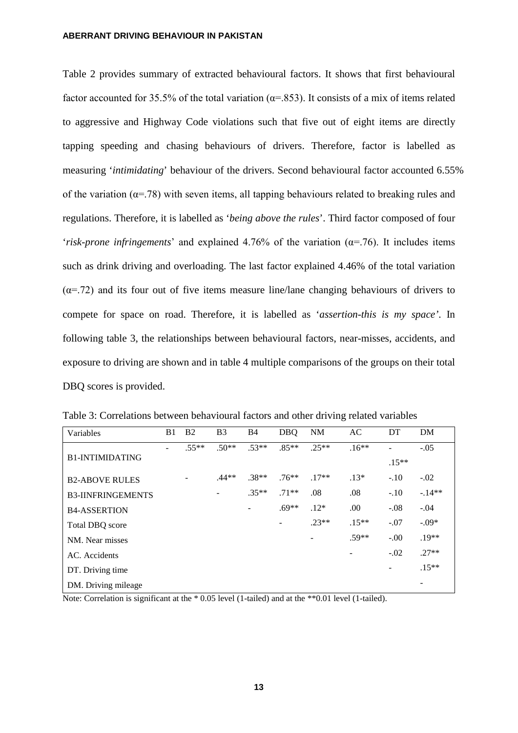Table 2 provides summary of extracted behavioural factors. It shows that first behavioural factor accounted for 35.5% of the total variation (α=.853). It consists of a mix of items related to aggressive and Highway Code violations such that five out of eight items are directly tapping speeding and chasing behaviours of drivers. Therefore, factor is labelled as measuring '*intimidating*' behaviour of the drivers. Second behavioural factor accounted 6.55% of the variation (α=.78) with seven items, all tapping behaviours related to breaking rules and regulations. Therefore, it is labelled as '*being above the rules*'. Third factor composed of four '*risk-prone infringements*' and explained 4.76% of the variation (α=.76). It includes items such as drink driving and overloading. The last factor explained 4.46% of the total variation (α=.72) and its four out of five items measure line/lane changing behaviours of drivers to compete for space on road. Therefore, it is labelled as '*assertion-this is my space'*. In following table 3, the relationships between behavioural factors, near-misses, accidents, and exposure to driving are shown and in table 4 multiple comparisons of the groups on their total DBQ scores is provided.

Table 3: Correlations between behavioural factors and other driving related variables

| Variables | B1 | B2 | B3 | B4 | DBQ | NM | AC | DT | DM |
|---|---|---|---|---|---|---|---|---|---|
| B1-INTIMIDATING | - | .55** | .50** | .53** | .85** | .25** | .16** | -.15** | -.05 |
| B2-ABOVE RULES | | - | .44** | .38** | .76** | .17** | .13* | -.10 | -.02 |
| B3-IINFRINGEMENTS | | | - | .35** | .71** | .08 | .08 | -.10 | -.14** |
| B4-ASSERTION | | | | - | .69** | .12* | .00 | -.08 | -.04 |
| Total DBQ score | | | | | - | .23** | .15** | -.07 | -.09* |
| NM. Near misses | | | | | | - | .59** | -.00 | .19** |
| AC. Accidents | | | | | | | - | -.02 | .27** |
| DT. Driving time | | | | | | | | - | .15** |
| DM. Driving mileage | | | | | | | | | - |

Note: Correlation is significant at the * 0.05 level (1-tailed) and at the **0.01 level (1-tailed).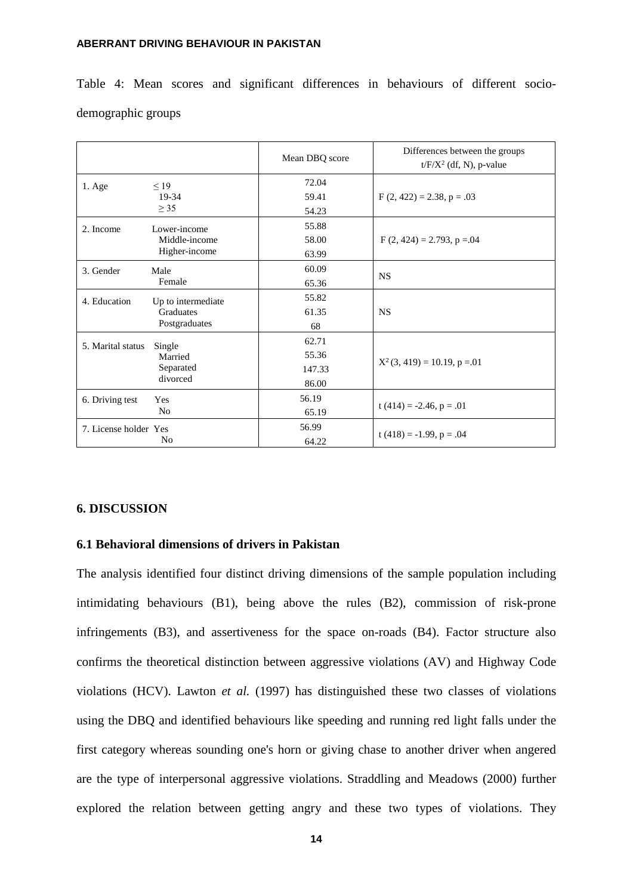Table 4: Mean scores and significant differences in behaviours of different socio-demographic groups

| | | Mean DBQ score | Differences between the groups $t/F/X^2$ (df, N), p-value |
|---|---|---|---|
| 1. Age | ≤ 19 | 72.04 | $F$ (2, 422) = 2.38, p = .03 |
| | 19-34 | 59.41 | |
| | ≥ 35 | 54.23 | |
| 2. Income | Lower-income | 55.88 | $F$ (2, 424) = 2.793, p =.04 |
| | Middle-income | 58.00 | |
| | Higher-income | 63.99 | |
| 3. Gender | Male | 60.09 | NS |
| | Female | 65.36 | |
| 4. Education | Up to intermediate | 55.82 | NS |
| | Graduates | 61.35 | |
| | Postgraduates | 68 | |
| 5. Marital status | Single | 62.71 | $X^2$ (3, 419) = 10.19, p =.01 |
| | Married | 55.36 | |
| | Separated | 147.33 | |
| | divorced | 86.00 | |
| 6. Driving test | Yes | 56.19 | t (414) = -2.46, p = .01 |
| | No | 65.19 | |
| 7. License holder | Yes | 56.99 | t (418) = -1.99, p = .04 |
| | No | 64.22 | |

## 6. DISCUSSION

### 6.1 Behavioral dimensions of drivers in Pakistan

The analysis identified four distinct driving dimensions of the sample population including intimidating behaviours (B1), being above the rules (B2), commission of risk-prone infringements (B3), and assertiveness for the space on-roads (B4). Factor structure also confirms the theoretical distinction between aggressive violations (AV) and Highway Code violations (HCV). Lawton *et al.* (1997) has distinguished these two classes of violations using the DBQ and identified behaviours like speeding and running red light falls under the first category whereas sounding one's horn or giving chase to another driver when angered are the type of interpersonal aggressive violations. Straddling and Meadows (2000) further explored the relation between getting angry and these two types of violations. They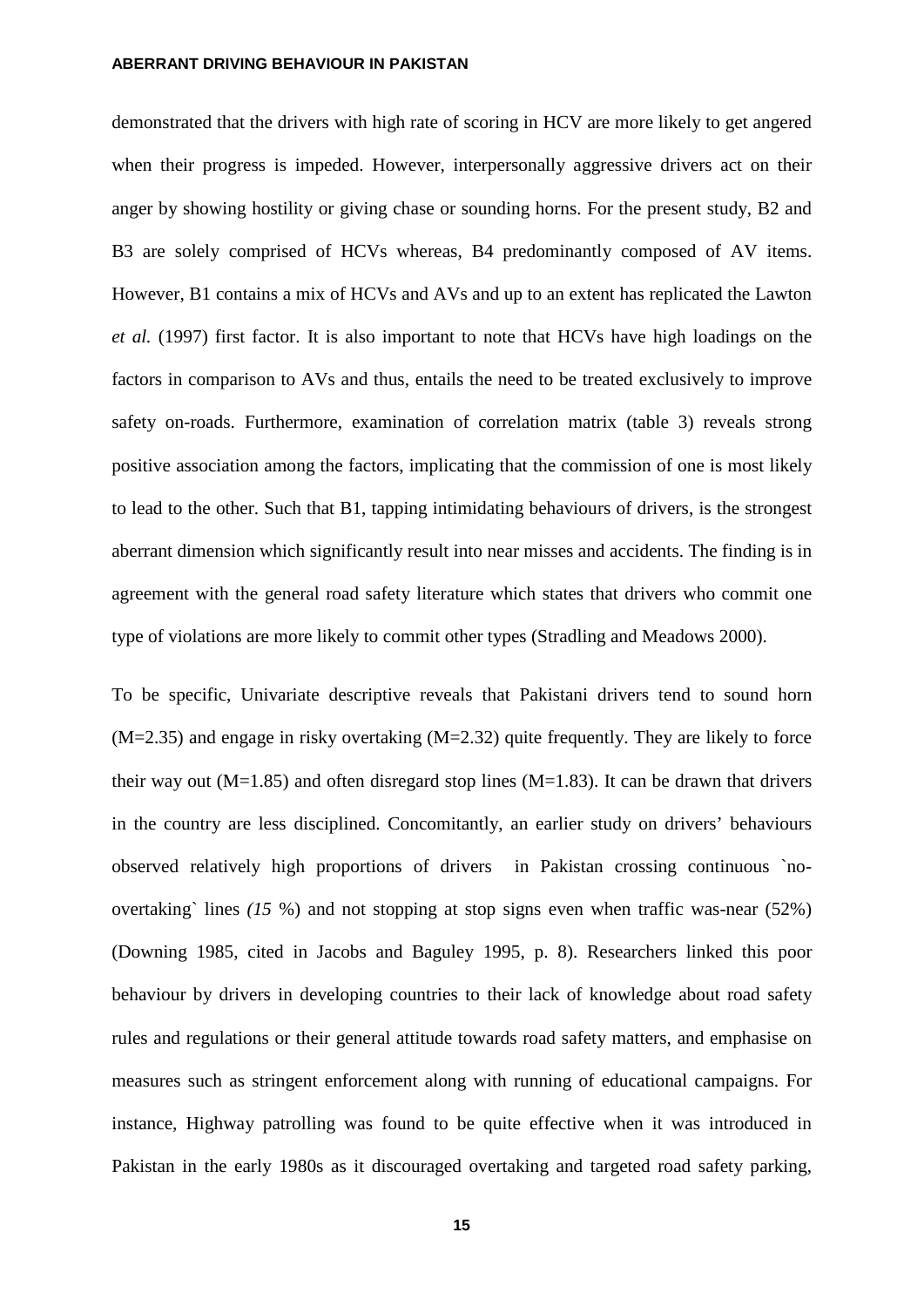demonstrated that the drivers with high rate of scoring in HCV are more likely to get angered when their progress is impeded. However, interpersonally aggressive drivers act on their anger by showing hostility or giving chase or sounding horns. For the present study, B2 and B3 are solely comprised of HCVs whereas, B4 predominantly composed of AV items. However, B1 contains a mix of HCVs and AVs and up to an extent has replicated the Lawton *et al.* (1997) first factor. It is also important to note that HCVs have high loadings on the factors in comparison to AVs and thus, entails the need to be treated exclusively to improve safety on-roads. Furthermore, examination of correlation matrix (table 3) reveals strong positive association among the factors, implicating that the commission of one is most likely to lead to the other. Such that B1, tapping intimidating behaviours of drivers, is the strongest aberrant dimension which significantly result into near misses and accidents. The finding is in agreement with the general road safety literature which states that drivers who commit one type of violations are more likely to commit other types (Stradling and Meadows 2000).

To be specific, Univariate descriptive reveals that Pakistani drivers tend to sound horn (M=2.35) and engage in risky overtaking (M=2.32) quite frequently. They are likely to force their way out (M=1.85) and often disregard stop lines (M=1.83). It can be drawn that drivers in the country are less disciplined. Concomitantly, an earlier study on drivers' behaviours observed relatively high proportions of drivers in Pakistan crossing continuous `no-overtaking` lines *(15* %) and not stopping at stop signs even when traffic was-near (52%) (Downing 1985, cited in Jacobs and Baguley 1995, p. 8). Researchers linked this poor behaviour by drivers in developing countries to their lack of knowledge about road safety rules and regulations or their general attitude towards road safety matters, and emphasise on measures such as stringent enforcement along with running of educational campaigns. For instance, Highway patrolling was found to be quite effective when it was introduced in Pakistan in the early 1980s as it discouraged overtaking and targeted road safety parking,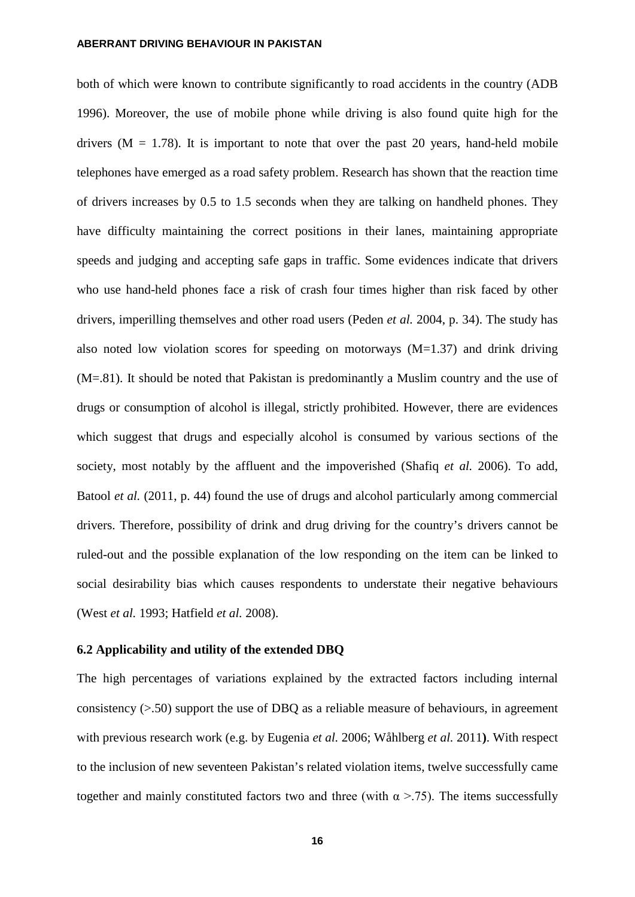both of which were known to contribute significantly to road accidents in the country (ADB 1996). Moreover, the use of mobile phone while driving is also found quite high for the drivers (M = 1.78). It is important to note that over the past 20 years, hand-held mobile telephones have emerged as a road safety problem. Research has shown that the reaction time of drivers increases by 0.5 to 1.5 seconds when they are talking on handheld phones. They have difficulty maintaining the correct positions in their lanes, maintaining appropriate speeds and judging and accepting safe gaps in traffic. Some evidences indicate that drivers who use hand-held phones face a risk of crash four times higher than risk faced by other drivers, imperilling themselves and other road users (Peden *et al.* 2004, p. 34). The study has also noted low violation scores for speeding on motorways (M=1.37) and drink driving (M=.81). It should be noted that Pakistan is predominantly a Muslim country and the use of drugs or consumption of alcohol is illegal, strictly prohibited. However, there are evidences which suggest that drugs and especially alcohol is consumed by various sections of the society, most notably by the affluent and the impoverished (Shafiq *et al.* 2006). To add, Batool *et al.* (2011, p. 44) found the use of drugs and alcohol particularly among commercial drivers. Therefore, possibility of drink and drug driving for the country's drivers cannot be ruled-out and the possible explanation of the low responding on the item can be linked to social desirability bias which causes respondents to understate their negative behaviours (West *et al.* 1993; Hatfield *et al.* 2008).

### 6.2 Applicability and utility of the extended DBQ

The high percentages of variations explained by the extracted factors including internal consistency (>.50) support the use of DBQ as a reliable measure of behaviours, in agreement with previous research work (e.g. by Eugenia *et al.* 2006; Wåhlberg *et al.* 2011**)**. With respect to the inclusion of new seventeen Pakistan's related violation items, twelve successfully came together and mainly constituted factors two and three (with $\alpha$ >.75). The items successfully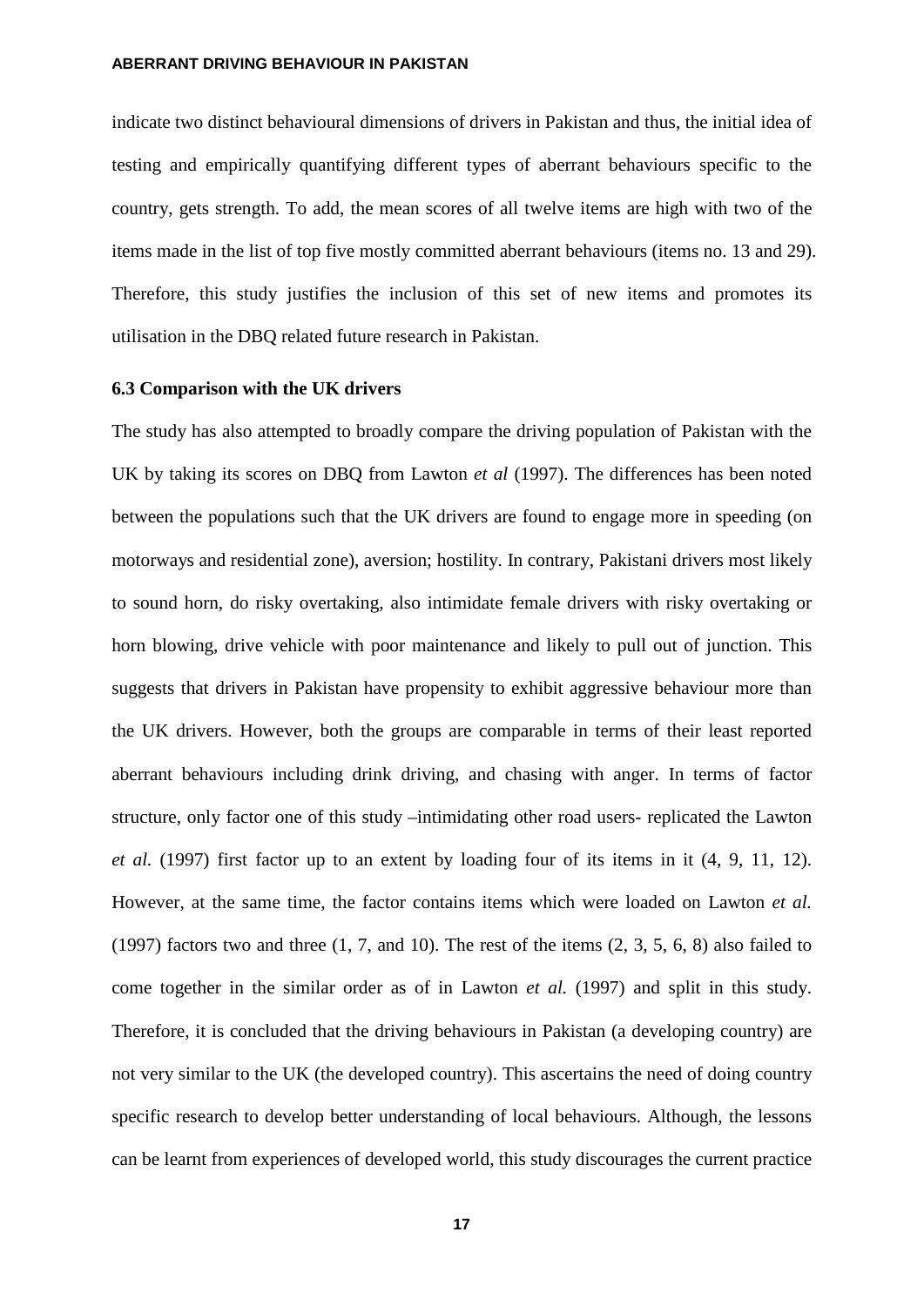indicate two distinct behavioural dimensions of drivers in Pakistan and thus, the initial idea of testing and empirically quantifying different types of aberrant behaviours specific to the country, gets strength. To add, the mean scores of all twelve items are high with two of the items made in the list of top five mostly committed aberrant behaviours (items no. 13 and 29). Therefore, this study justifies the inclusion of this set of new items and promotes its utilisation in the DBQ related future research in Pakistan.

### 6.3 Comparison with the UK drivers

The study has also attempted to broadly compare the driving population of Pakistan with the UK by taking its scores on DBQ from Lawton *et al* (1997). The differences has been noted between the populations such that the UK drivers are found to engage more in speeding (on motorways and residential zone), aversion; hostility. In contrary, Pakistani drivers most likely to sound horn, do risky overtaking, also intimidate female drivers with risky overtaking or horn blowing, drive vehicle with poor maintenance and likely to pull out of junction. This suggests that drivers in Pakistan have propensity to exhibit aggressive behaviour more than the UK drivers. However, both the groups are comparable in terms of their least reported aberrant behaviours including drink driving, and chasing with anger. In terms of factor structure, only factor one of this study –intimidating other road users- replicated the Lawton *et al.* (1997) first factor up to an extent by loading four of its items in it (4, 9, 11, 12). However, at the same time, the factor contains items which were loaded on Lawton *et al.* (1997) factors two and three (1, 7, and 10). The rest of the items (2, 3, 5, 6, 8) also failed to come together in the similar order as of in Lawton *et al.* (1997) and split in this study. Therefore, it is concluded that the driving behaviours in Pakistan (a developing country) are not very similar to the UK (the developed country). This ascertains the need of doing country specific research to develop better understanding of local behaviours. Although, the lessons can be learnt from experiences of developed world, this study discourages the current practice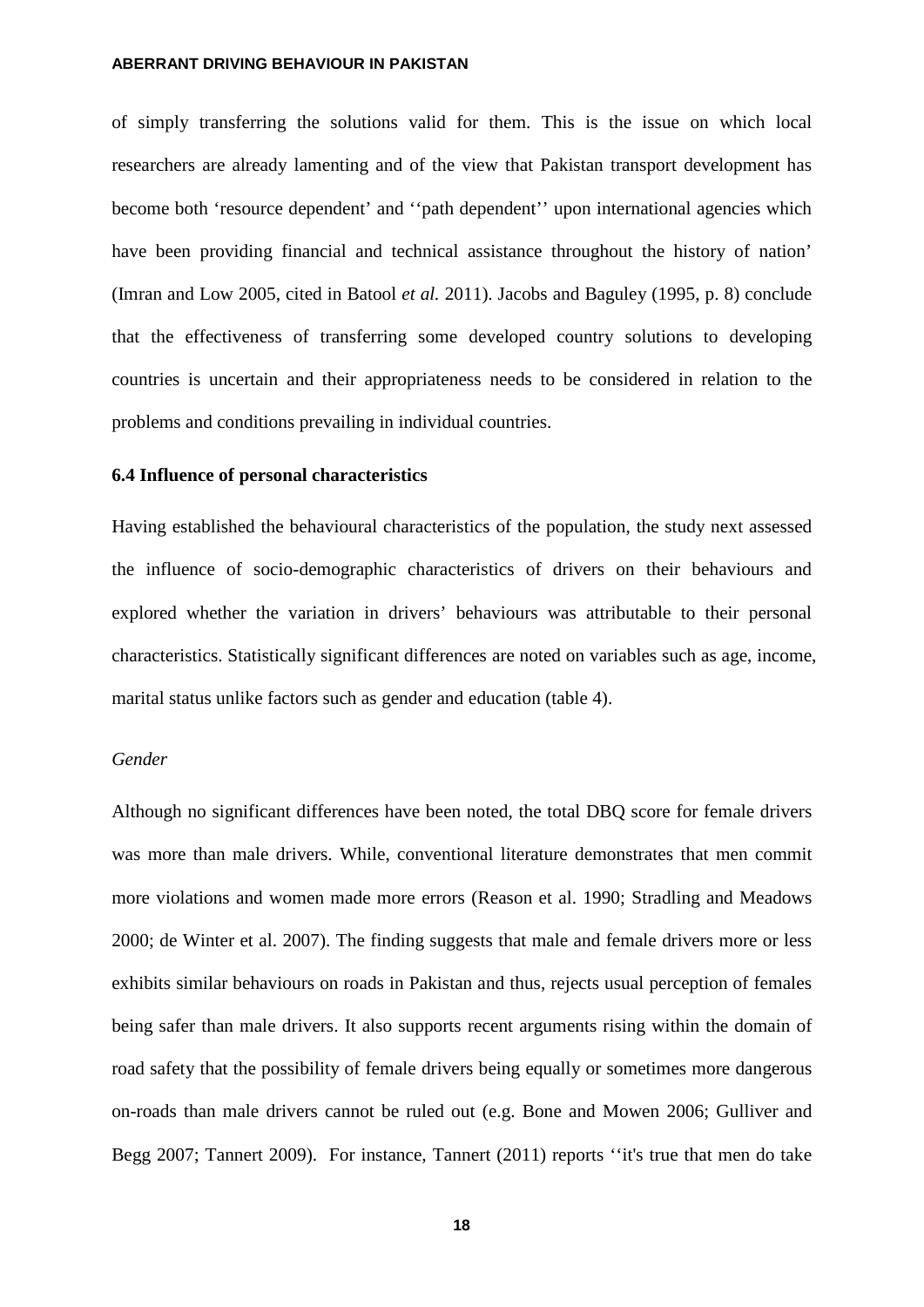of simply transferring the solutions valid for them. This is the issue on which local researchers are already lamenting and of the view that Pakistan transport development has become both 'resource dependent' and ''path dependent'' upon international agencies which have been providing financial and technical assistance throughout the history of nation' (Imran and Low 2005, cited in Batool *et al.* 2011). Jacobs and Baguley (1995, p. 8) conclude that the effectiveness of transferring some developed country solutions to developing countries is uncertain and their appropriateness needs to be considered in relation to the problems and conditions prevailing in individual countries.

### 6.4 Influence of personal characteristics

Having established the behavioural characteristics of the population, the study next assessed the influence of socio-demographic characteristics of drivers on their behaviours and explored whether the variation in drivers' behaviours was attributable to their personal characteristics. Statistically significant differences are noted on variables such as age, income, marital status unlike factors such as gender and education (table 4).

*Gender*

Although no significant differences have been noted, the total DBQ score for female drivers was more than male drivers. While, conventional literature demonstrates that men commit more violations and women made more errors (Reason et al. 1990; Stradling and Meadows 2000; de Winter et al. 2007). The finding suggests that male and female drivers more or less exhibits similar behaviours on roads in Pakistan and thus, rejects usual perception of females being safer than male drivers. It also supports recent arguments rising within the domain of road safety that the possibility of female drivers being equally or sometimes more dangerous on-roads than male drivers cannot be ruled out (e.g. Bone and Mowen 2006; Gulliver and Begg 2007; Tannert 2009). For instance, Tannert (2011) reports ''it's true that men do take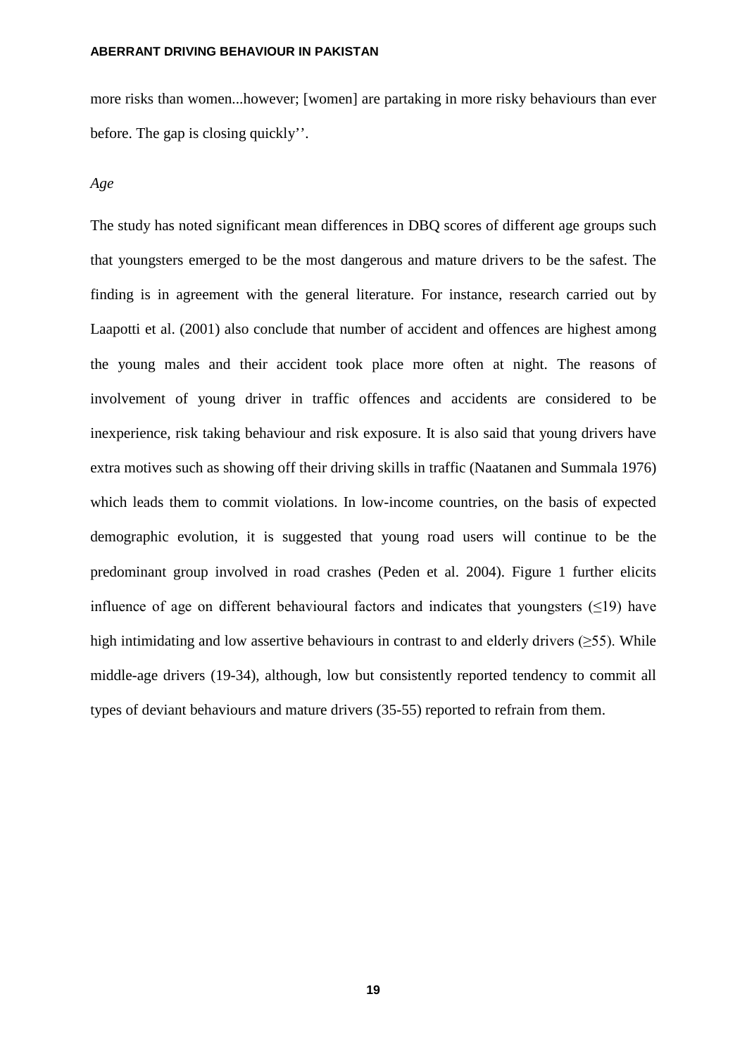more risks than women...however; [women] are partaking in more risky behaviours than ever before. The gap is closing quickly''.

*Age*

The study has noted significant mean differences in DBQ scores of different age groups such that youngsters emerged to be the most dangerous and mature drivers to be the safest. The finding is in agreement with the general literature. For instance, research carried out by Laapotti et al. (2001) also conclude that number of accident and offences are highest among the young males and their accident took place more often at night. The reasons of involvement of young driver in traffic offences and accidents are considered to be inexperience, risk taking behaviour and risk exposure. It is also said that young drivers have extra motives such as showing off their driving skills in traffic (Naatanen and Summala 1976) which leads them to commit violations. In low-income countries, on the basis of expected demographic evolution, it is suggested that young road users will continue to be the predominant group involved in road crashes (Peden et al. 2004). Figure 1 further elicits influence of age on different behavioural factors and indicates that youngsters (≤19) have high intimidating and low assertive behaviours in contrast to and elderly drivers (≥55). While middle-age drivers (19-34), although, low but consistently reported tendency to commit all types of deviant behaviours and mature drivers (35-55) reported to refrain from them.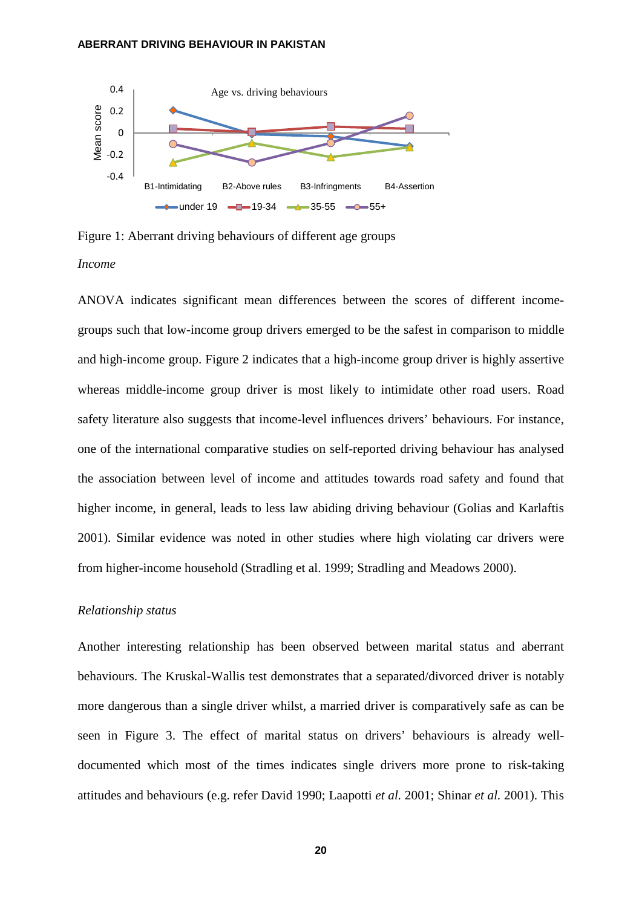Figure 1: Aberrant driving behaviours of different age groups

*Income*

ANOVA indicates significant mean differences between the scores of different income-groups such that low-income group drivers emerged to be the safest in comparison to middle and high-income group. Figure 2 indicates that a high-income group driver is highly assertive whereas middle-income group driver is most likely to intimidate other road users. Road safety literature also suggests that income-level influences drivers' behaviours. For instance, one of the international comparative studies on self-reported driving behaviour has analysed the association between level of income and attitudes towards road safety and found that higher income, in general, leads to less law abiding driving behaviour (Golias and Karlaftis 2001). Similar evidence was noted in other studies where high violating car drivers were from higher-income household (Stradling et al. 1999; Stradling and Meadows 2000).

*Relationship status*

Another interesting relationship has been observed between marital status and aberrant behaviours. The Kruskal-Wallis test demonstrates that a separated/divorced driver is notably more dangerous than a single driver whilst, a married driver is comparatively safe as can be seen in Figure 3. The effect of marital status on drivers' behaviours is already well-documented which most of the times indicates single drivers more prone to risk-taking attitudes and behaviours (e.g. refer David 1990; Laapotti *et al.* 2001; Shinar *et al.* 2001). This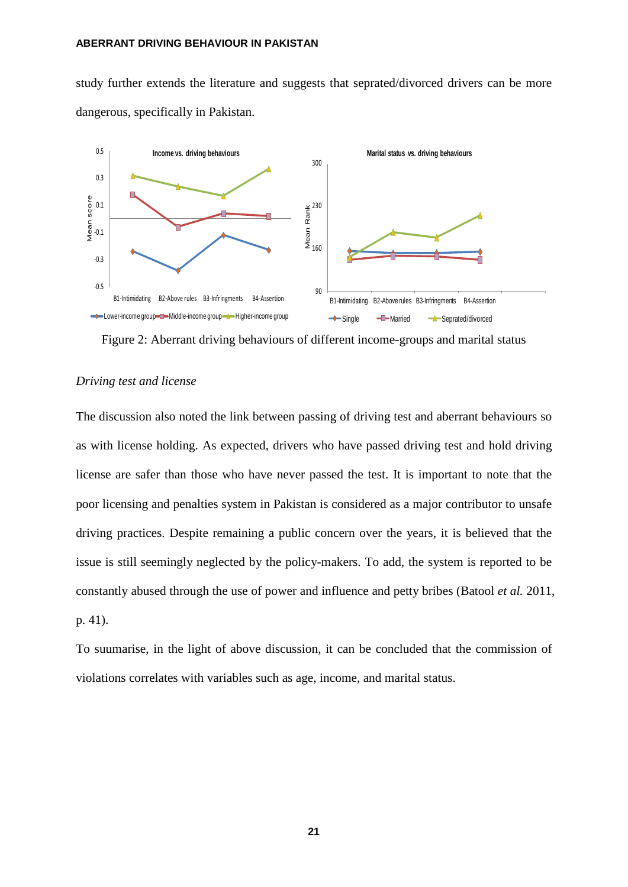study further extends the literature and suggests that seprated/divorced drivers can be more dangerous, specifically in Pakistan.

Figure 2: Aberrant driving behaviours of different income-groups and marital status

*Driving test and license*

The discussion also noted the link between passing of driving test and aberrant behaviours so as with license holding. As expected, drivers who have passed driving test and hold driving license are safer than those who have never passed the test. It is important to note that the poor licensing and penalties system in Pakistan is considered as a major contributor to unsafe driving practices. Despite remaining a public concern over the years, it is believed that the issue is still seemingly neglected by the policy-makers. To add, the system is reported to be constantly abused through the use of power and influence and petty bribes (Batool *et al.* 2011, p. 41).

To suumarise, in the light of above discussion, it can be concluded that the commission of violations correlates with variables such as age, income, and marital status.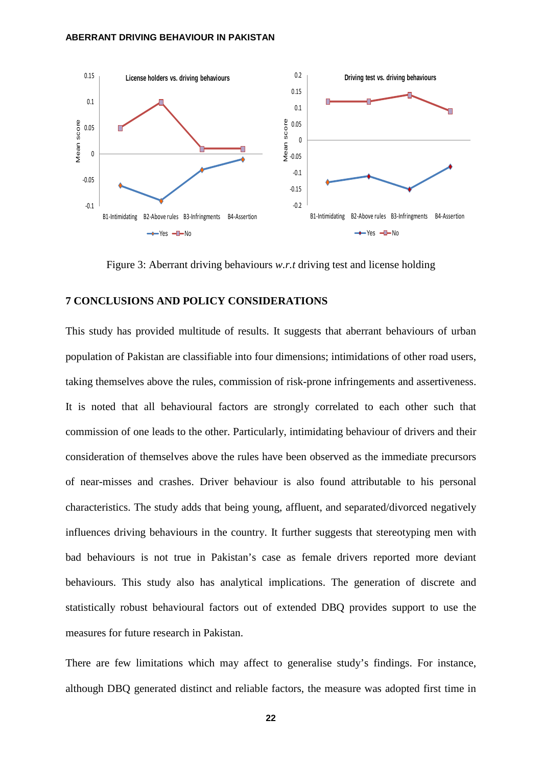Figure 3: Aberrant driving behaviours *w.r.t* driving test and license holding

## 7 CONCLUSIONS AND POLICY CONSIDERATIONS

This study has provided multitude of results. It suggests that aberrant behaviours of urban population of Pakistan are classifiable into four dimensions; intimidations of other road users, taking themselves above the rules, commission of risk-prone infringements and assertiveness. It is noted that all behavioural factors are strongly correlated to each other such that commission of one leads to the other. Particularly, intimidating behaviour of drivers and their consideration of themselves above the rules have been observed as the immediate precursors of near-misses and crashes. Driver behaviour is also found attributable to his personal characteristics. The study adds that being young, affluent, and separated/divorced negatively influences driving behaviours in the country. It further suggests that stereotyping men with bad behaviours is not true in Pakistan's case as female drivers reported more deviant behaviours. This study also has analytical implications. The generation of discrete and statistically robust behavioural factors out of extended DBQ provides support to use the measures for future research in Pakistan.

There are few limitations which may affect to generalise study's findings. For instance, although DBQ generated distinct and reliable factors, the measure was adopted first time in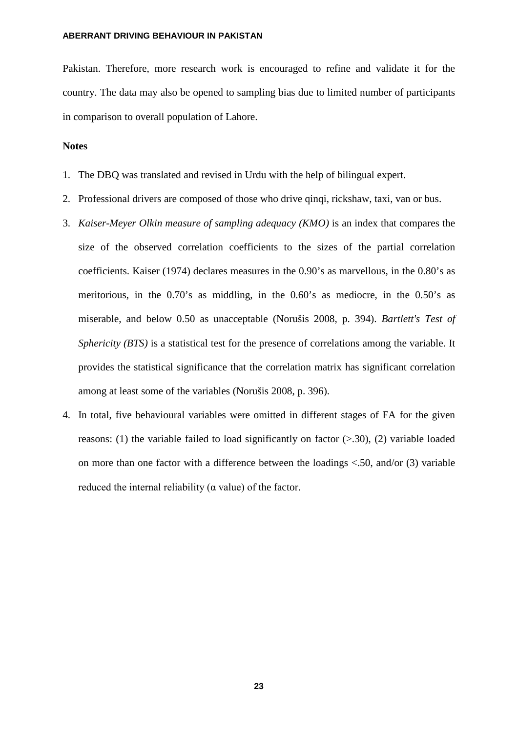Pakistan. Therefore, more research work is encouraged to refine and validate it for the country. The data may also be opened to sampling bias due to limited number of participants in comparison to overall population of Lahore.

**Notes**

1. The DBQ was translated and revised in Urdu with the help of bilingual expert.
2. Professional drivers are composed of those who drive qinqi, rickshaw, taxi, van or bus.
3. *Kaiser-Meyer Olkin measure of sampling adequacy (KMO)* is an index that compares the size of the observed correlation coefficients to the sizes of the partial correlation coefficients. Kaiser (1974) declares measures in the 0.90's as marvellous, in the 0.80's as meritorious, in the 0.70's as middling, in the 0.60's as mediocre, in the 0.50's as miserable, and below 0.50 as unacceptable (Norušis 2008, p. 394). *Bartlett's Test of Sphericity (BTS)* is a statistical test for the presence of correlations among the variable. It provides the statistical significance that the correlation matrix has significant correlation among at least some of the variables (Norušis 2008, p. 396).
4. In total, five behavioural variables were omitted in different stages of FA for the given reasons: (1) the variable failed to load significantly on factor (>.30), (2) variable loaded on more than one factor with a difference between the loadings <.50, and/or (3) variable reduced the internal reliability ($\alpha$ value) of the factor.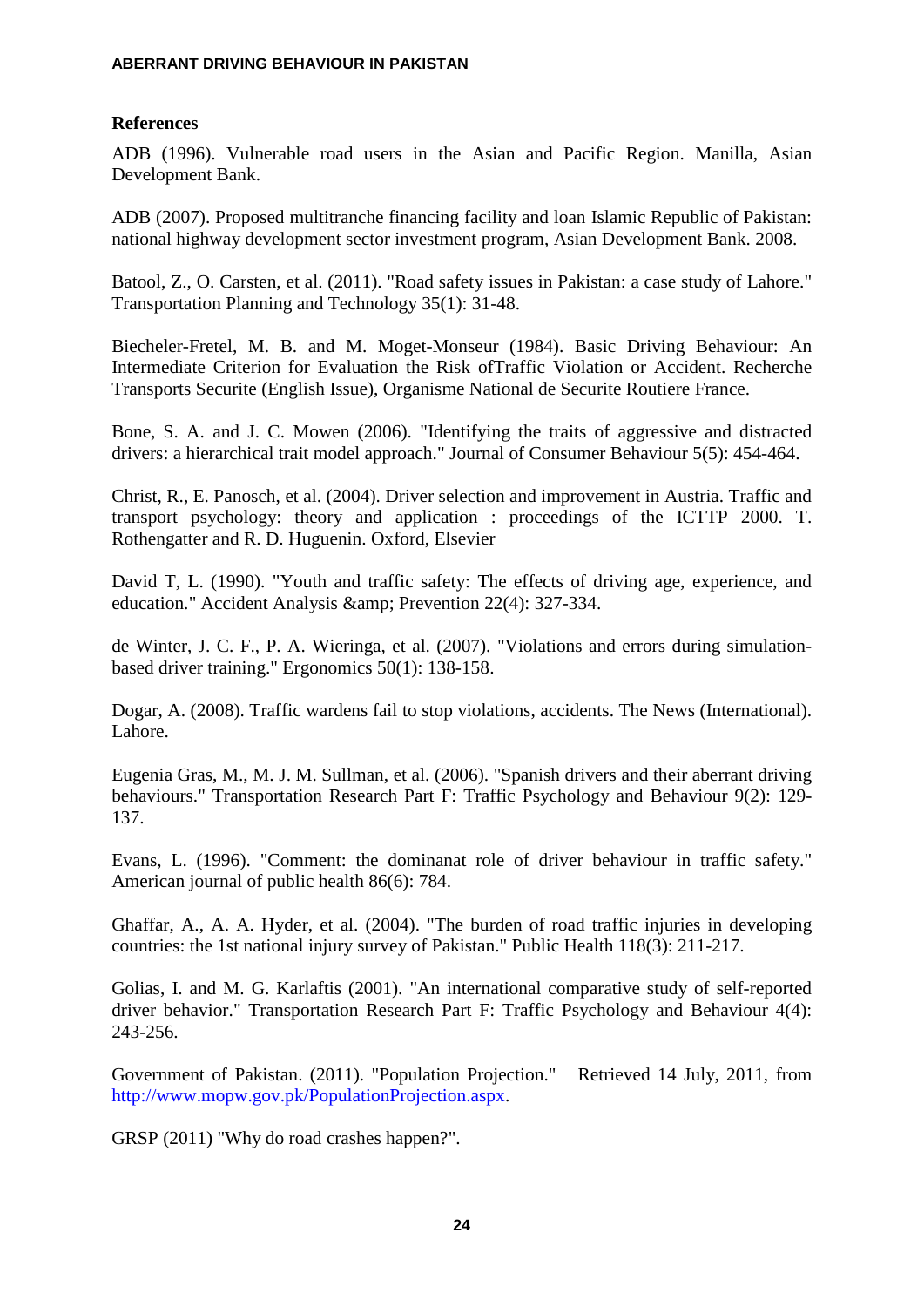## References

ADB (1996). Vulnerable road users in the Asian and Pacific Region. Manilla, Asian Development Bank.

ADB (2007). Proposed multitranche financing facility and loan Islamic Republic of Pakistan: national highway development sector investment program, Asian Development Bank. 2008.

Batool, Z., O. Carsten, et al. (2011). "Road safety issues in Pakistan: a case study of Lahore." Transportation Planning and Technology 35(1): 31-48.

Biecheler-Fretel, M. B. and M. Moget-Monseur (1984). Basic Driving Behaviour: An Intermediate Criterion for Evaluation the Risk ofTraffic Violation or Accident. Recherche Transports Securite (English Issue), Organisme National de Securite Routiere France.

Bone, S. A. and J. C. Mowen (2006). "Identifying the traits of aggressive and distracted drivers: a hierarchical trait model approach." Journal of Consumer Behaviour 5(5): 454-464.

Christ, R., E. Panosch, et al. (2004). Driver selection and improvement in Austria. Traffic and transport psychology: theory and application : proceedings of the ICTTP 2000. T. Rothengatter and R. D. Huguenin. Oxford, Elsevier

David T, L. (1990). "Youth and traffic safety: The effects of driving age, experience, and education." Accident Analysis &amp; Prevention 22(4): 327-334.

de Winter, J. C. F., P. A. Wieringa, et al. (2007). "Violations and errors during simulation-based driver training." Ergonomics 50(1): 138-158.

Dogar, A. (2008). Traffic wardens fail to stop violations, accidents. The News (International). Lahore.

Eugenia Gras, M., M. J. M. Sullman, et al. (2006). "Spanish drivers and their aberrant driving behaviours." Transportation Research Part F: Traffic Psychology and Behaviour 9(2): 129-137.

Evans, L. (1996). "Comment: the dominanat role of driver behaviour in traffic safety." American journal of public health 86(6): 784.

Ghaffar, A., A. A. Hyder, et al. (2004). "The burden of road traffic injuries in developing countries: the 1st national injury survey of Pakistan." Public Health 118(3): 211-217.

Golias, I. and M. G. Karlaftis (2001). "An international comparative study of self-reported driver behavior." Transportation Research Part F: Traffic Psychology and Behaviour 4(4): 243-256.

Government of Pakistan. (2011). "Population Projection." Retrieved 14 July, 2011, from http://www.mopw.gov.pk/PopulationProjection.aspx.

GRSP (2011) "Why do road crashes happen?".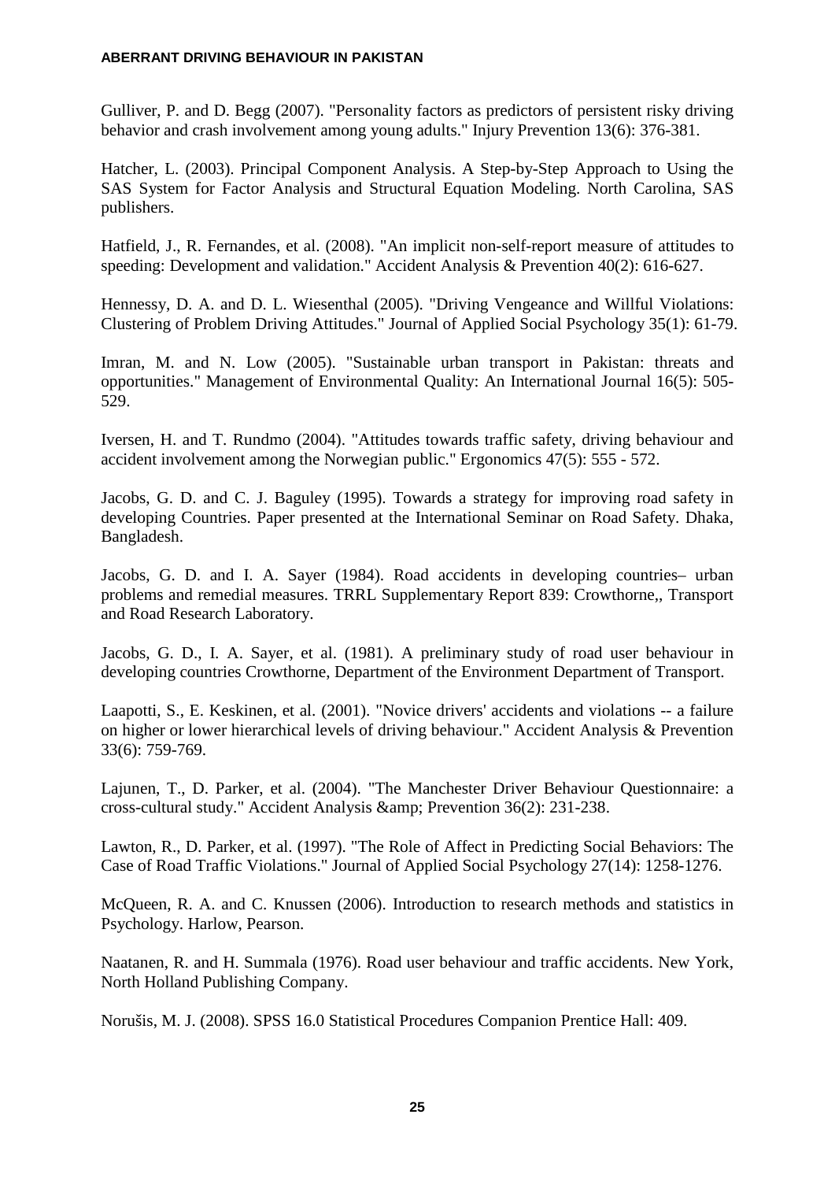Gulliver, P. and D. Begg (2007). "Personality factors as predictors of persistent risky driving behavior and crash involvement among young adults." Injury Prevention 13(6): 376-381.

Hatcher, L. (2003). Principal Component Analysis. A Step-by-Step Approach to Using the SAS System for Factor Analysis and Structural Equation Modeling. North Carolina, SAS publishers.

Hatfield, J., R. Fernandes, et al. (2008). "An implicit non-self-report measure of attitudes to speeding: Development and validation." Accident Analysis & Prevention 40(2): 616-627.

Hennessy, D. A. and D. L. Wiesenthal (2005). "Driving Vengeance and Willful Violations: Clustering of Problem Driving Attitudes." Journal of Applied Social Psychology 35(1): 61-79.

Imran, M. and N. Low (2005). "Sustainable urban transport in Pakistan: threats and opportunities." Management of Environmental Quality: An International Journal 16(5): 505-529.

Iversen, H. and T. Rundmo (2004). "Attitudes towards traffic safety, driving behaviour and accident involvement among the Norwegian public." Ergonomics 47(5): 555 - 572.

Jacobs, G. D. and C. J. Baguley (1995). Towards a strategy for improving road safety in developing Countries. Paper presented at the International Seminar on Road Safety. Dhaka, Bangladesh.

Jacobs, G. D. and I. A. Sayer (1984). Road accidents in developing countries– urban problems and remedial measures. TRRL Supplementary Report 839: Crowthorne,, Transport and Road Research Laboratory.

Jacobs, G. D., I. A. Sayer, et al. (1981). A preliminary study of road user behaviour in developing countries Crowthorne, Department of the Environment Department of Transport.

Laapotti, S., E. Keskinen, et al. (2001). "Novice drivers' accidents and violations -- a failure on higher or lower hierarchical levels of driving behaviour." Accident Analysis & Prevention 33(6): 759-769.

Lajunen, T., D. Parker, et al. (2004). "The Manchester Driver Behaviour Questionnaire: a cross-cultural study." Accident Analysis &amp; Prevention 36(2): 231-238.

Lawton, R., D. Parker, et al. (1997). "The Role of Affect in Predicting Social Behaviors: The Case of Road Traffic Violations." Journal of Applied Social Psychology 27(14): 1258-1276.

McQueen, R. A. and C. Knussen (2006). Introduction to research methods and statistics in Psychology. Harlow, Pearson.

Naatanen, R. and H. Summala (1976). Road user behaviour and traffic accidents. New York, North Holland Publishing Company.

Norušis, M. J. (2008). SPSS 16.0 Statistical Procedures Companion Prentice Hall: 409.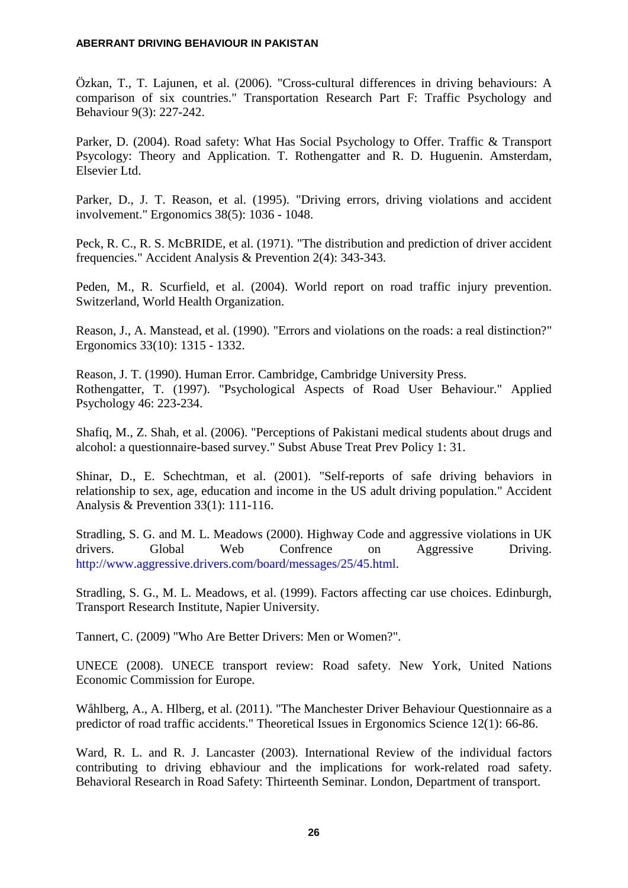Özkan, T., T. Lajunen, et al. (2006). "Cross-cultural differences in driving behaviours: A comparison of six countries." Transportation Research Part F: Traffic Psychology and Behaviour 9(3): 227-242.

Parker, D. (2004). Road safety: What Has Social Psychology to Offer. Traffic & Transport Psycology: Theory and Application. T. Rothengatter and R. D. Huguenin. Amsterdam, Elsevier Ltd.

Parker, D., J. T. Reason, et al. (1995). "Driving errors, driving violations and accident involvement." Ergonomics 38(5): 1036 - 1048.

Peck, R. C., R. S. McBRIDE, et al. (1971). "The distribution and prediction of driver accident frequencies." Accident Analysis & Prevention 2(4): 343-343.

Peden, M., R. Scurfield, et al. (2004). World report on road traffic injury prevention. Switzerland, World Health Organization.

Reason, J., A. Manstead, et al. (1990). "Errors and violations on the roads: a real distinction?" Ergonomics 33(10): 1315 - 1332.

Reason, J. T. (1990). Human Error. Cambridge, Cambridge University Press.
Rothengatter, T. (1997). "Psychological Aspects of Road User Behaviour." Applied Psychology 46: 223-234.

Shafiq, M., Z. Shah, et al. (2006). "Perceptions of Pakistani medical students about drugs and alcohol: a questionnaire-based survey." Subst Abuse Treat Prev Policy 1: 31.

Shinar, D., E. Schechtman, et al. (2001). "Self-reports of safe driving behaviors in relationship to sex, age, education and income in the US adult driving population." Accident Analysis & Prevention 33(1): 111-116.

Stradling, S. G. and M. L. Meadows (2000). Highway Code and aggressive violations in UK drivers. Global Web Confrence on Aggressive Driving. http://www.aggressive.drivers.com/board/messages/25/45.html.

Stradling, S. G., M. L. Meadows, et al. (1999). Factors affecting car use choices. Edinburgh, Transport Research Institute, Napier University.

Tannert, C. (2009) "Who Are Better Drivers: Men or Women?".

UNECE (2008). UNECE transport review: Road safety. New York, United Nations Economic Commission for Europe.

Wåhlberg, A., A. Hlberg, et al. (2011). "The Manchester Driver Behaviour Questionnaire as a predictor of road traffic accidents." Theoretical Issues in Ergonomics Science 12(1): 66-86.

Ward, R. L. and R. J. Lancaster (2003). International Review of the individual factors contributing to driving ebhaviour and the implications for work-related road safety. Behavioral Research in Road Safety: Thirteenth Seminar. London, Department of transport.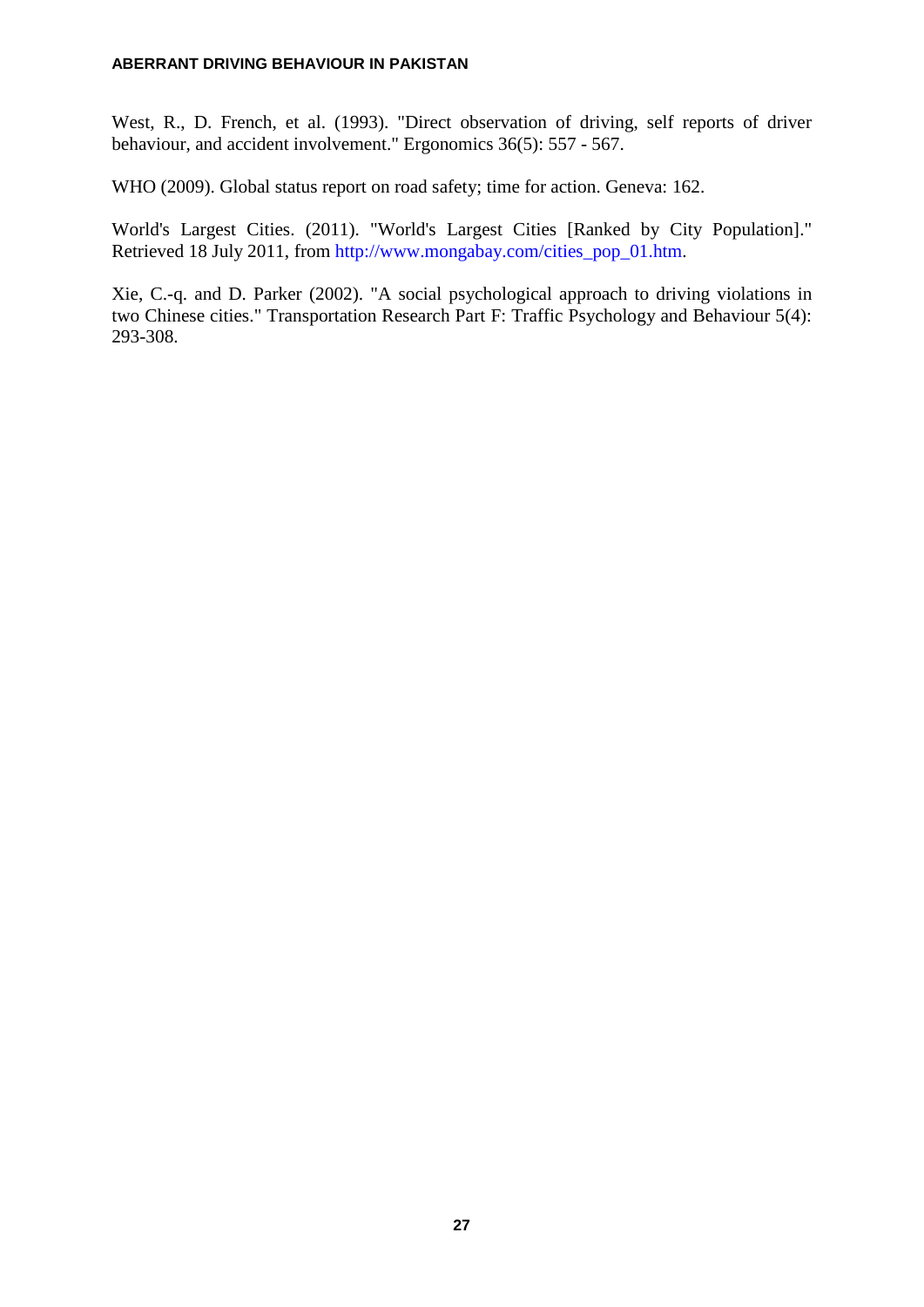West, R., D. French, et al. (1993). "Direct observation of driving, self reports of driver behaviour, and accident involvement." Ergonomics 36(5): 557 - 567.

WHO (2009). Global status report on road safety; time for action. Geneva: 162.

World's Largest Cities. (2011). "World's Largest Cities [Ranked by City Population]." Retrieved 18 July 2011, from http://www.mongabay.com/cities_pop_01.htm.

Xie, C.-q. and D. Parker (2002). "A social psychological approach to driving violations in two Chinese cities." Transportation Research Part F: Traffic Psychology and Behaviour 5(4): 293-308.